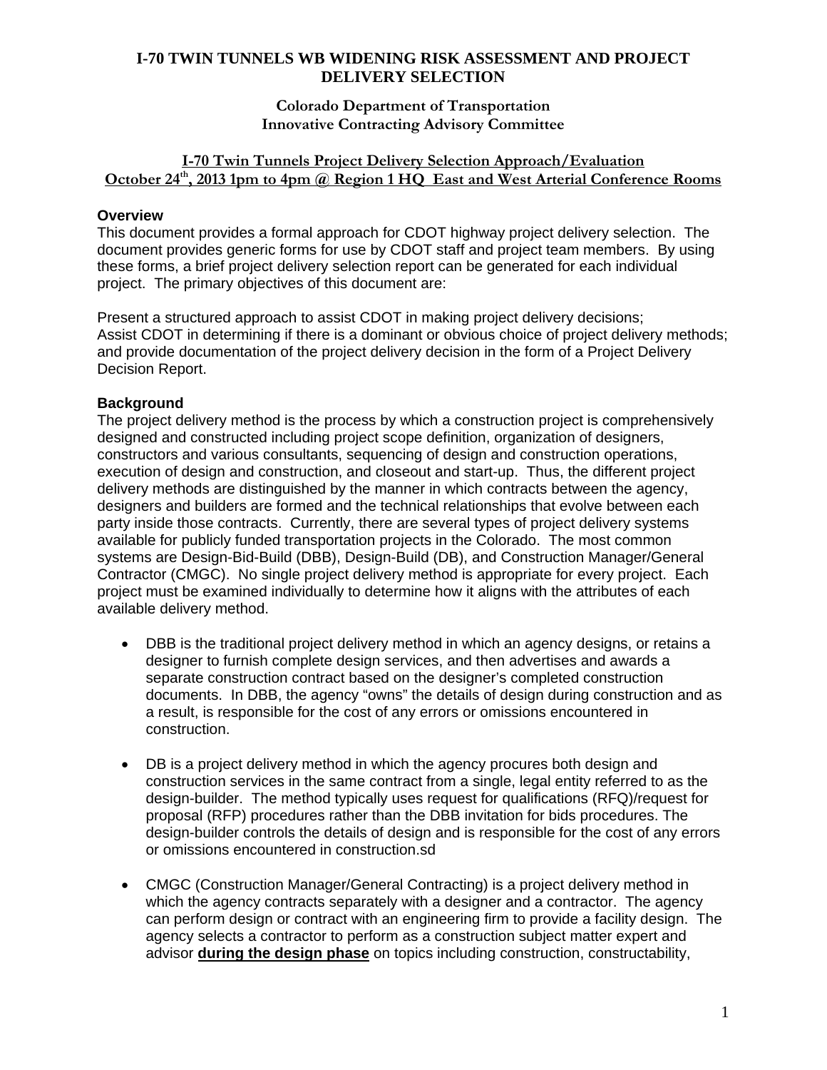# I-70 TWIN TUNNELS WB WIDENING RISK ASSESSMENT AND PROJECT DELIVERY SELECTION

**Colorado Department of Transportation**
**Innovative Contracting Advisory Committee**

**I-70 Twin Tunnels Project Delivery Selection Approach/Evaluation**
**October 24th, 2013 1pm to 4pm @ Region 1 HQ East and West Arterial Conference Rooms**

## Overview

This document provides a formal approach for CDOT highway project delivery selection. The document provides generic forms for use by CDOT staff and project team members. By using these forms, a brief project delivery selection report can be generated for each individual project. The primary objectives of this document are:

Present a structured approach to assist CDOT in making project delivery decisions;
Assist CDOT in determining if there is a dominant or obvious choice of project delivery methods; and provide documentation of the project delivery decision in the form of a Project Delivery Decision Report.

## Background

The project delivery method is the process by which a construction project is comprehensively designed and constructed including project scope definition, organization of designers, constructors and various consultants, sequencing of design and construction operations, execution of design and construction, and closeout and start-up. Thus, the different project delivery methods are distinguished by the manner in which contracts between the agency, designers and builders are formed and the technical relationships that evolve between each party inside those contracts. Currently, there are several types of project delivery systems available for publicly funded transportation projects in the Colorado. The most common systems are Design-Bid-Build (DBB), Design-Build (DB), and Construction Manager/General Contractor (CMGC). No single project delivery method is appropriate for every project. Each project must be examined individually to determine how it aligns with the attributes of each available delivery method.

- DBB is the traditional project delivery method in which an agency designs, or retains a designer to furnish complete design services, and then advertises and awards a separate construction contract based on the designer's completed construction documents. In DBB, the agency "owns" the details of design during construction and as a result, is responsible for the cost of any errors or omissions encountered in construction.

- DB is a project delivery method in which the agency procures both design and construction services in the same contract from a single, legal entity referred to as the design-builder. The method typically uses request for qualifications (RFQ)/request for proposal (RFP) procedures rather than the DBB invitation for bids procedures. The design-builder controls the details of design and is responsible for the cost of any errors or omissions encountered in construction.sd

- CMGC (Construction Manager/General Contracting) is a project delivery method in which the agency contracts separately with a designer and a contractor. The agency can perform design or contract with an engineering firm to provide a facility design. The agency selects a contractor to perform as a construction subject matter expert and advisor **during the design phase** on topics including construction, constructability,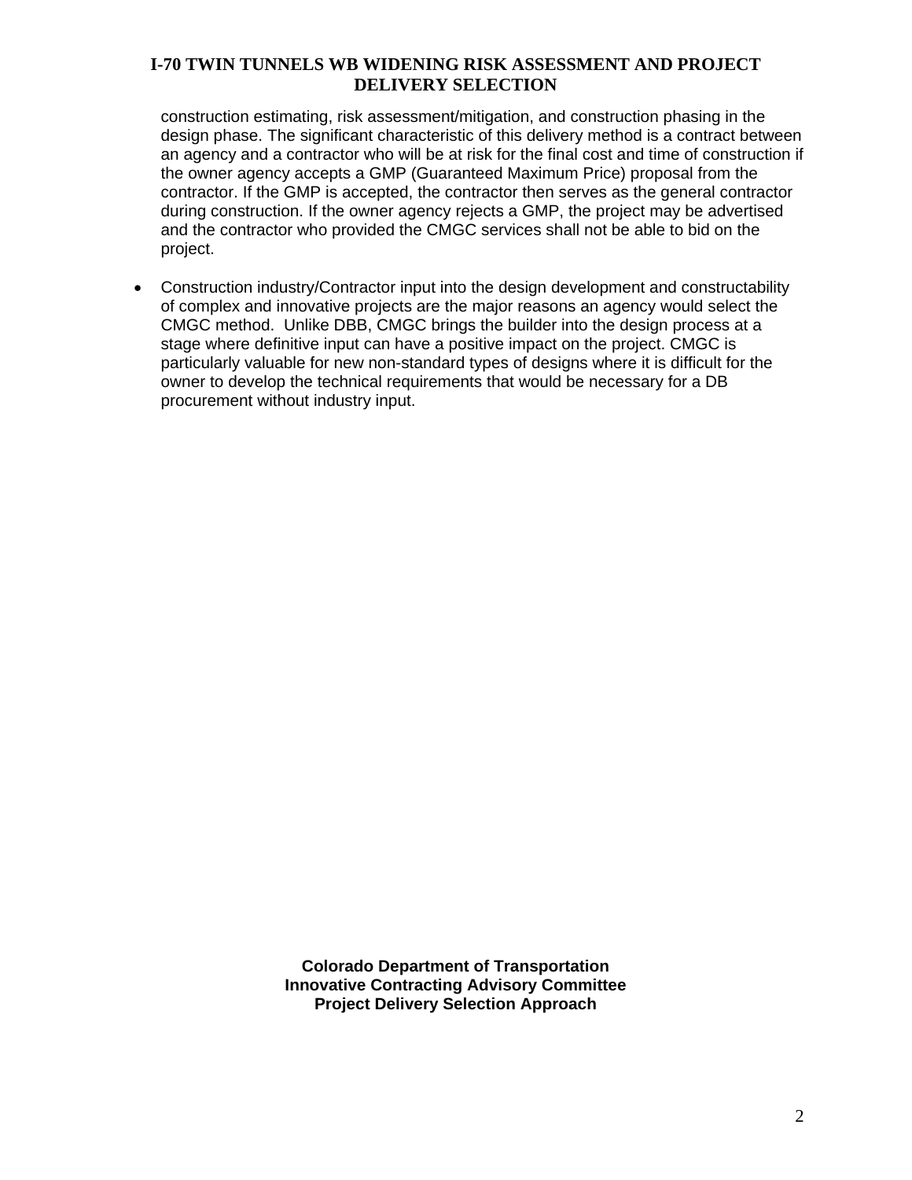construction estimating, risk assessment/mitigation, and construction phasing in the design phase. The significant characteristic of this delivery method is a contract between an agency and a contractor who will be at risk for the final cost and time of construction if the owner agency accepts a GMP (Guaranteed Maximum Price) proposal from the contractor. If the GMP is accepted, the contractor then serves as the general contractor during construction. If the owner agency rejects a GMP, the project may be advertised and the contractor who provided the CMGC services shall not be able to bid on the project.

- Construction industry/Contractor input into the design development and constructability of complex and innovative projects are the major reasons an agency would select the CMGC method. Unlike DBB, CMGC brings the builder into the design process at a stage where definitive input can have a positive impact on the project. CMGC is particularly valuable for new non-standard types of designs where it is difficult for the owner to develop the technical requirements that would be necessary for a DB procurement without industry input.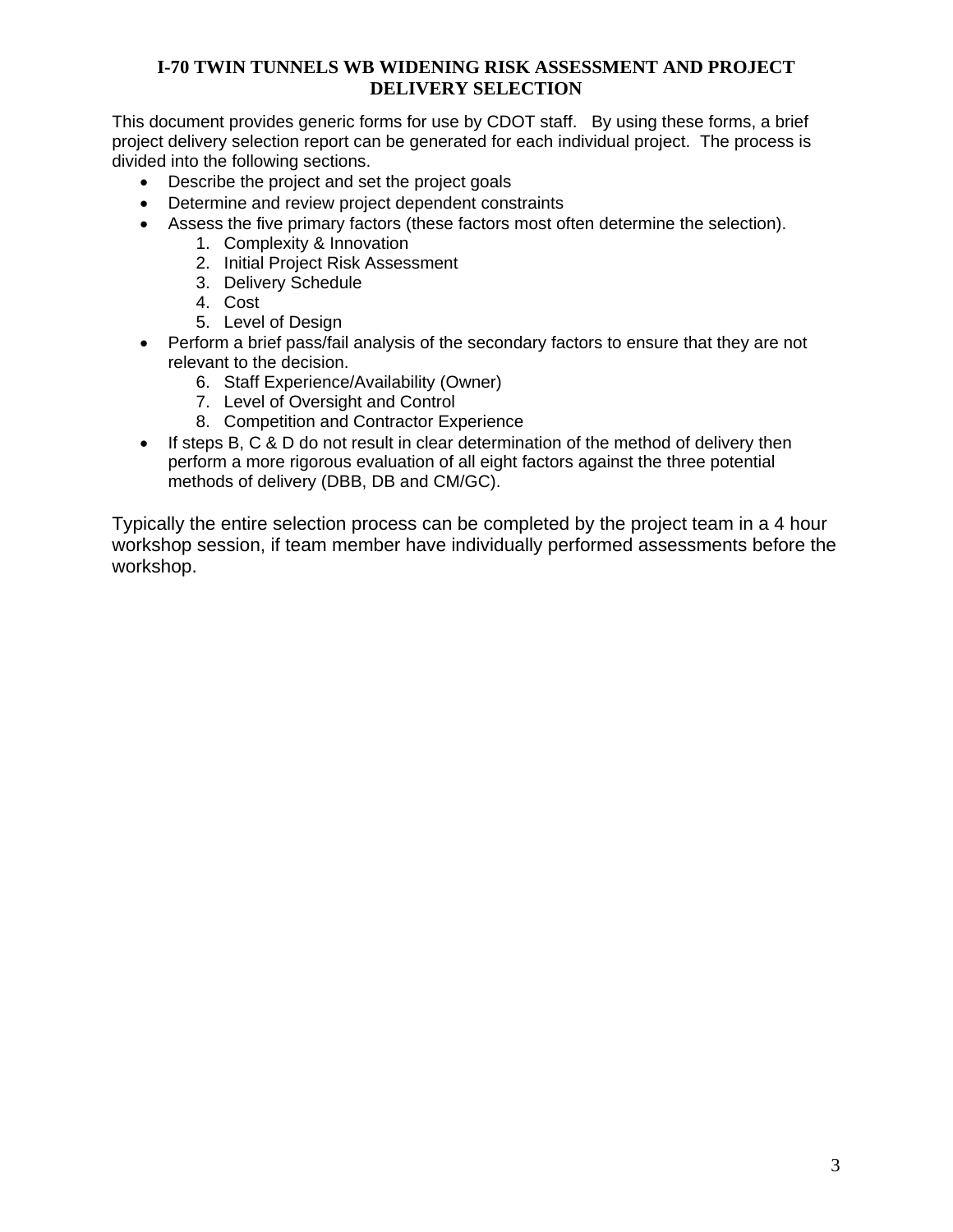# I-70 TWIN TUNNELS WB WIDENING RISK ASSESSMENT AND PROJECT DELIVERY SELECTION

This document provides generic forms for use by CDOT staff. By using these forms, a brief project delivery selection report can be generated for each individual project. The process is divided into the following sections.

- Describe the project and set the project goals
- Determine and review project dependent constraints
- Assess the five primary factors (these factors most often determine the selection).
  1. Complexity & Innovation
  2. Initial Project Risk Assessment
  3. Delivery Schedule
  4. Cost
  5. Level of Design
- Perform a brief pass/fail analysis of the secondary factors to ensure that they are not relevant to the decision.
  6. Staff Experience/Availability (Owner)
  7. Level of Oversight and Control
  8. Competition and Contractor Experience
- If steps B, C & D do not result in clear determination of the method of delivery then perform a more rigorous evaluation of all eight factors against the three potential methods of delivery (DBB, DB and CM/GC).

Typically the entire selection process can be completed by the project team in a 4 hour workshop session, if team member have individually performed assessments before the workshop.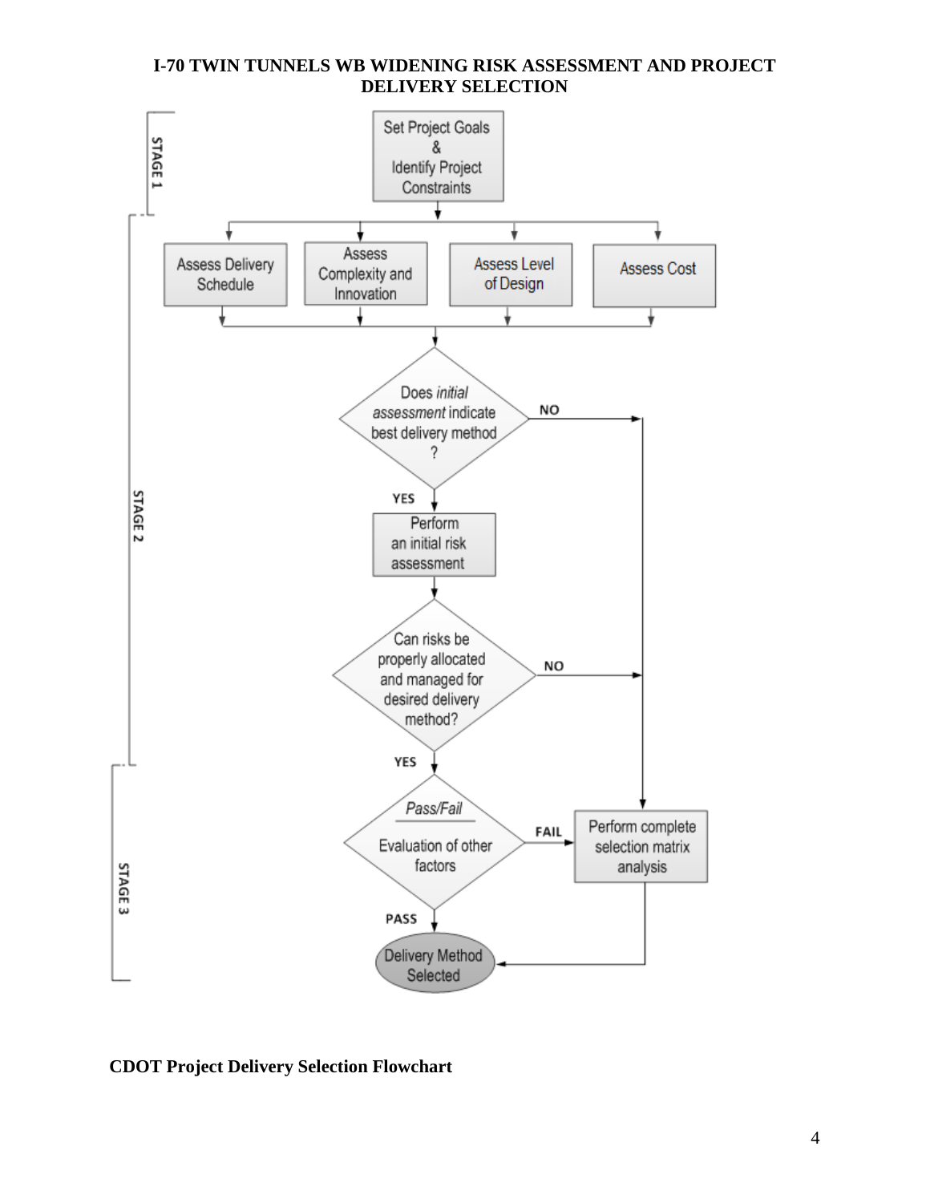**I-70 TWIN TUNNELS WB WIDENING RISK ASSESSMENT AND PROJECT DELIVERY SELECTION**

STAGE 1

Set Project Goals & Identify Project Constraints

STAGE 2

Assess Delivery Schedule

Assess Complexity and Innovation

Assess Level of Design

Assess Cost

Does *initial assessment* indicate best delivery method?

NO

YES

Perform an initial risk assessment

Can risks be properly allocated and managed for desired delivery method?

NO

YES

STAGE 3

*Pass/Fail*

Evaluation of other factors

FAIL

Perform complete selection matrix analysis

PASS

Delivery Method Selected

**CDOT Project Delivery Selection Flowchart**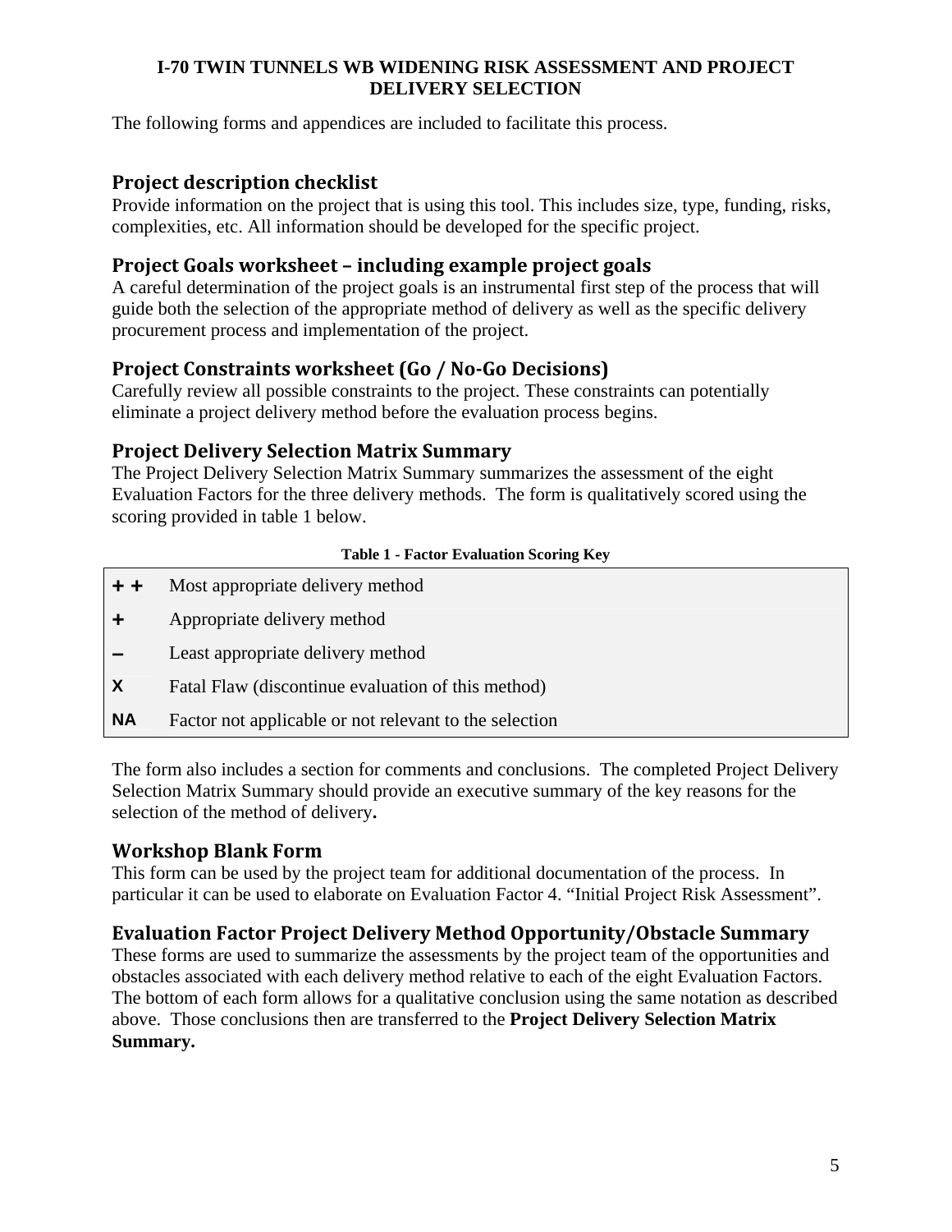**I-70 TWIN TUNNELS WB WIDENING RISK ASSESSMENT AND PROJECT DELIVERY SELECTION**

The following forms and appendices are included to facilitate this process.

## Project description checklist

Provide information on the project that is using this tool. This includes size, type, funding, risks, complexities, etc. All information should be developed for the specific project.

## Project Goals worksheet – including example project goals

A careful determination of the project goals is an instrumental first step of the process that will guide both the selection of the appropriate method of delivery as well as the specific delivery procurement process and implementation of the project.

## Project Constraints worksheet (Go / No-Go Decisions)

Carefully review all possible constraints to the project. These constraints can potentially eliminate a project delivery method before the evaluation process begins.

## Project Delivery Selection Matrix Summary

The Project Delivery Selection Matrix Summary summarizes the assessment of the eight Evaluation Factors for the three delivery methods. The form is qualitatively scored using the scoring provided in table 1 below.

**Table 1 - Factor Evaluation Scoring Key**

| Score | Description |
|---|---|
| + + | Most appropriate delivery method |
| + | Appropriate delivery method |
| – | Least appropriate delivery method |
| X | Fatal Flaw (discontinue evaluation of this method) |
| NA | Factor not applicable or not relevant to the selection |

The form also includes a section for comments and conclusions. The completed Project Delivery Selection Matrix Summary should provide an executive summary of the key reasons for the selection of the method of delivery**.**

## Workshop Blank Form

This form can be used by the project team for additional documentation of the process. In particular it can be used to elaborate on Evaluation Factor 4. "Initial Project Risk Assessment".

## Evaluation Factor Project Delivery Method Opportunity/Obstacle Summary

These forms are used to summarize the assessments by the project team of the opportunities and obstacles associated with each delivery method relative to each of the eight Evaluation Factors. The bottom of each form allows for a qualitative conclusion using the same notation as described above. Those conclusions then are transferred to the **Project Delivery Selection Matrix Summary.**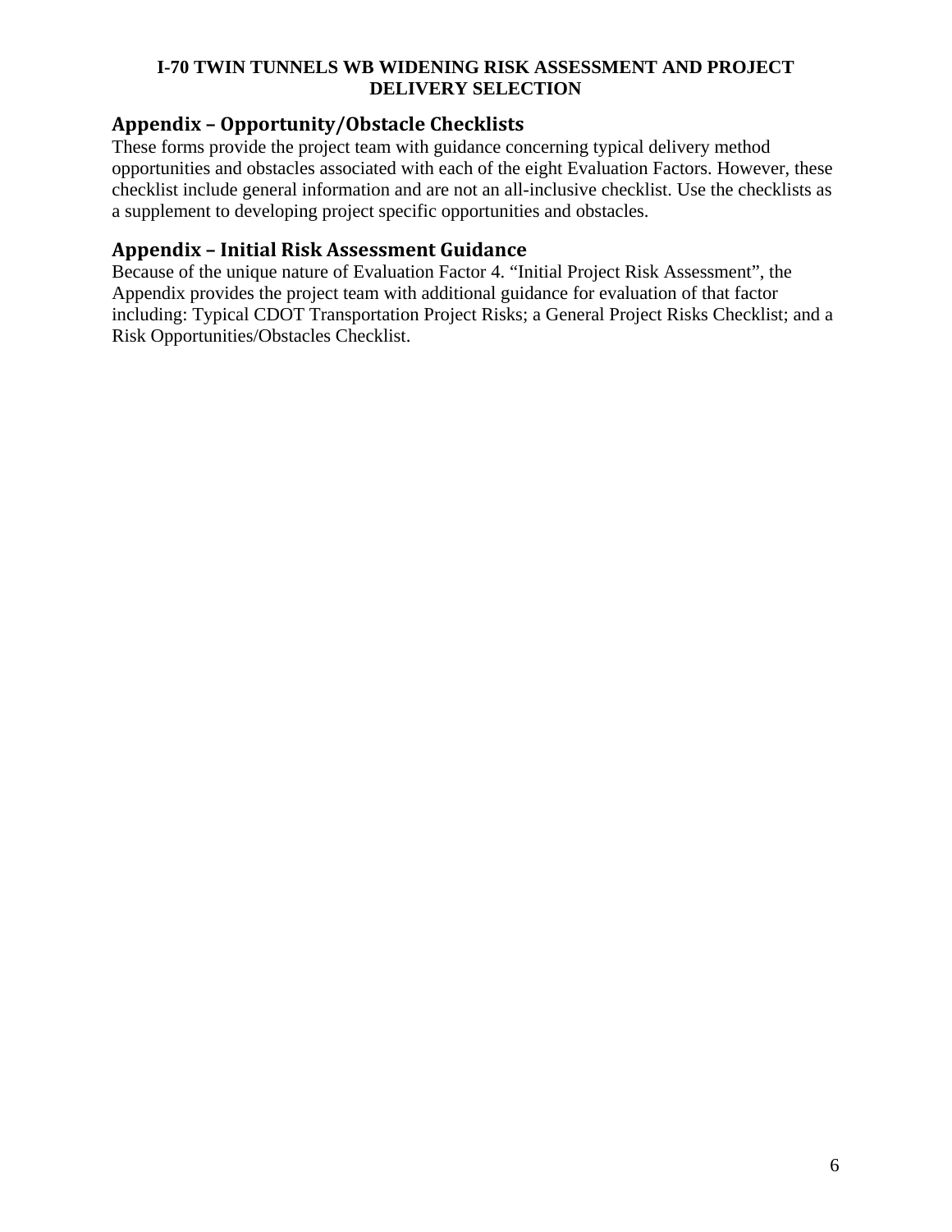## Appendix – Opportunity/Obstacle Checklists

These forms provide the project team with guidance concerning typical delivery method opportunities and obstacles associated with each of the eight Evaluation Factors. However, these checklist include general information and are not an all-inclusive checklist. Use the checklists as a supplement to developing project specific opportunities and obstacles.

## Appendix – Initial Risk Assessment Guidance

Because of the unique nature of Evaluation Factor 4. "Initial Project Risk Assessment", the Appendix provides the project team with additional guidance for evaluation of that factor including: Typical CDOT Transportation Project Risks; a General Project Risks Checklist; and a Risk Opportunities/Obstacles Checklist.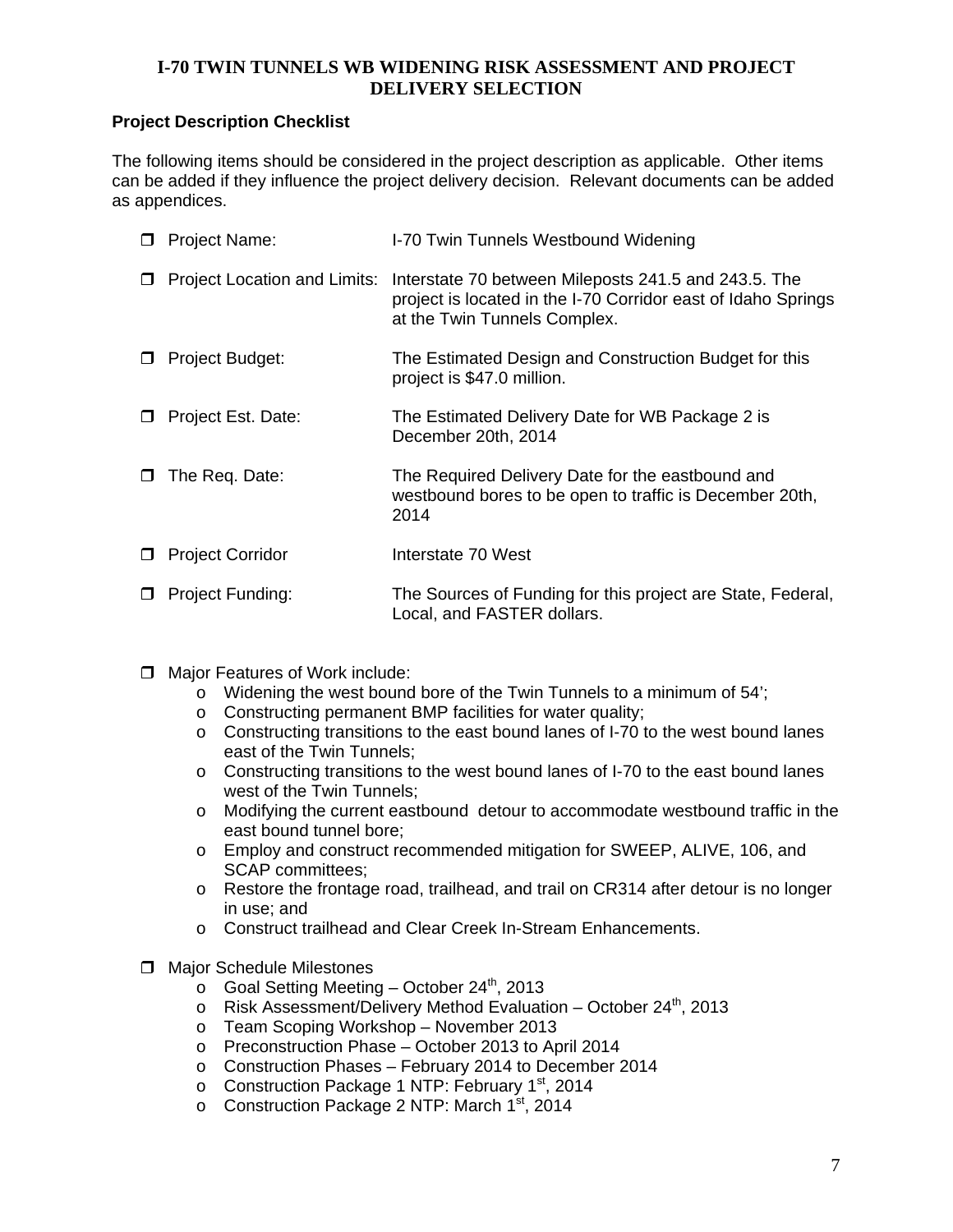# I-70 TWIN TUNNELS WB WIDENING RISK ASSESSMENT AND PROJECT DELIVERY SELECTION

**Project Description Checklist**

The following items should be considered in the project description as applicable. Other items can be added if they influence the project delivery decision. Relevant documents can be added as appendices.

- ❒ Project Name: I-70 Twin Tunnels Westbound Widening
- ❒ Project Location and Limits: Interstate 70 between Mileposts 241.5 and 243.5. The project is located in the I-70 Corridor east of Idaho Springs at the Twin Tunnels Complex.
- ❒ Project Budget: The Estimated Design and Construction Budget for this project is $47.0 million.
- ❒ Project Est. Date: The Estimated Delivery Date for WB Package 2 is December 20th, 2014
- ❒ The Req. Date: The Required Delivery Date for the eastbound and westbound bores to be open to traffic is December 20th, 2014
- ❒ Project Corridor Interstate 70 West
- ❒ Project Funding: The Sources of Funding for this project are State, Federal, Local, and FASTER dollars.

- ❒ Major Features of Work include:
  - Widening the west bound bore of the Twin Tunnels to a minimum of 54';
  - Constructing permanent BMP facilities for water quality;
  - Constructing transitions to the east bound lanes of I-70 to the west bound lanes east of the Twin Tunnels;
  - Constructing transitions to the west bound lanes of I-70 to the east bound lanes west of the Twin Tunnels;
  - Modifying the current eastbound detour to accommodate westbound traffic in the east bound tunnel bore;
  - Employ and construct recommended mitigation for SWEEP, ALIVE, 106, and SCAP committees;
  - Restore the frontage road, trailhead, and trail on CR314 after detour is no longer in use; and
  - Construct trailhead and Clear Creek In-Stream Enhancements.

- ❒ Major Schedule Milestones
  - Goal Setting Meeting – October 24th, 2013
  - Risk Assessment/Delivery Method Evaluation – October 24th, 2013
  - Team Scoping Workshop – November 2013
  - Preconstruction Phase – October 2013 to April 2014
  - Construction Phases – February 2014 to December 2014
  - Construction Package 1 NTP: February 1st, 2014
  - Construction Package 2 NTP: March 1st, 2014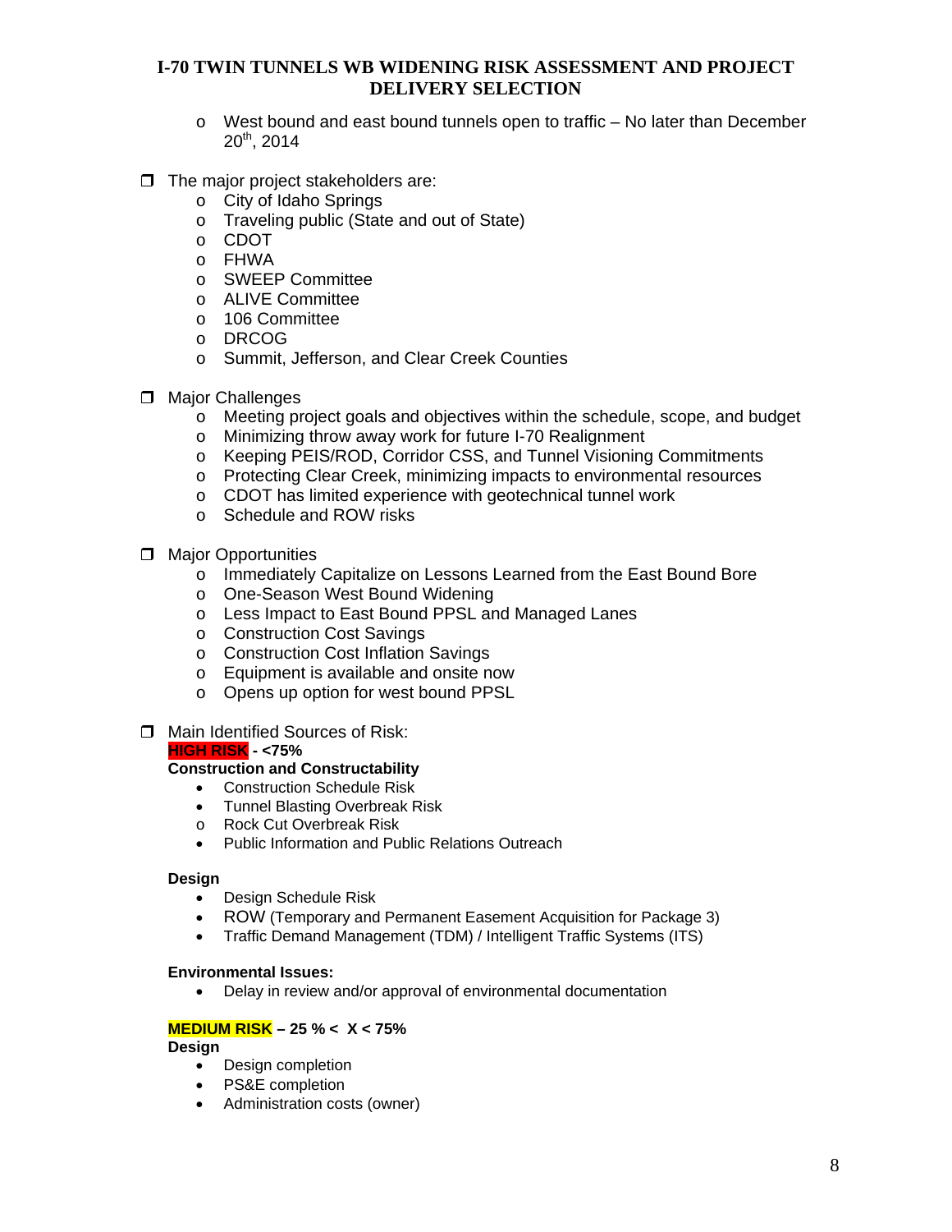- West bound and east bound tunnels open to traffic – No later than December 20th, 2014

- The major project stakeholders are:
  - City of Idaho Springs
  - Traveling public (State and out of State)
  - CDOT
  - FHWA
  - SWEEP Committee
  - ALIVE Committee
  - 106 Committee
  - DRCOG
  - Summit, Jefferson, and Clear Creek Counties

- Major Challenges
  - Meeting project goals and objectives within the schedule, scope, and budget
  - Minimizing throw away work for future I-70 Realignment
  - Keeping PEIS/ROD, Corridor CSS, and Tunnel Visioning Commitments
  - Protecting Clear Creek, minimizing impacts to environmental resources
  - CDOT has limited experience with geotechnical tunnel work
  - Schedule and ROW risks

- Major Opportunities
  - Immediately Capitalize on Lessons Learned from the East Bound Bore
  - One-Season West Bound Widening
  - Less Impact to East Bound PPSL and Managed Lanes
  - Construction Cost Savings
  - Construction Cost Inflation Savings
  - Equipment is available and onsite now
  - Opens up option for west bound PPSL

- Main Identified Sources of Risk:

  **HIGH RISK - <75%**

  **Construction and Constructability**
  - Construction Schedule Risk
  - Tunnel Blasting Overbreak Risk
  - Rock Cut Overbreak Risk
  - Public Information and Public Relations Outreach

  **Design**
  - Design Schedule Risk
  - ROW (Temporary and Permanent Easement Acquisition for Package 3)
  - Traffic Demand Management (TDM) / Intelligent Traffic Systems (ITS)

  **Environmental Issues:**
  - Delay in review and/or approval of environmental documentation

  **MEDIUM RISK – 25 % < X < 75%**

  **Design**
  - Design completion
  - PS&E completion
  - Administration costs (owner)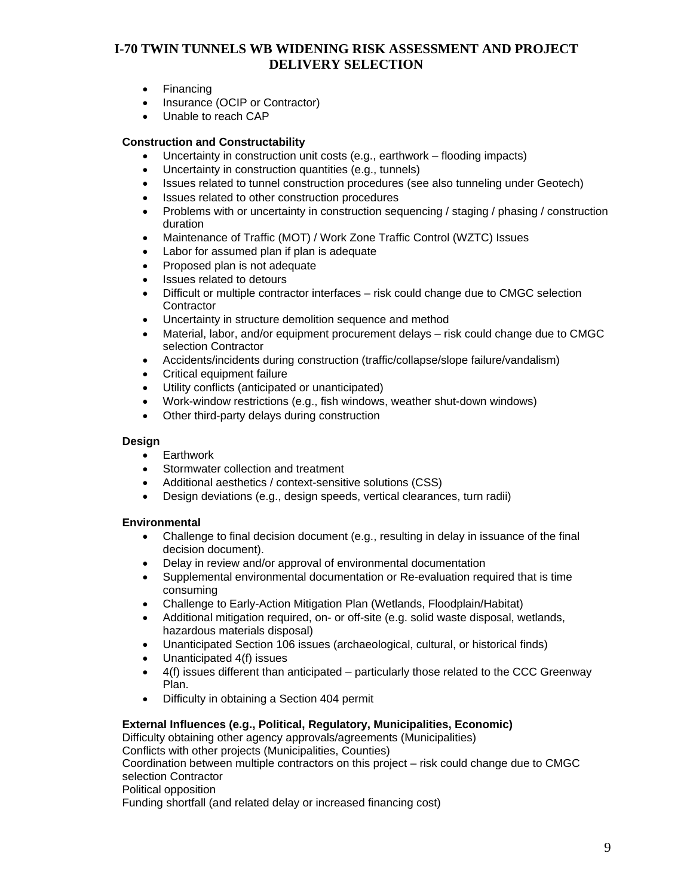- Financing
- Insurance (OCIP or Contractor)
- Unable to reach CAP

**Construction and Constructability**

- Uncertainty in construction unit costs (e.g., earthwork – flooding impacts)
- Uncertainty in construction quantities (e.g., tunnels)
- Issues related to tunnel construction procedures (see also tunneling under Geotech)
- Issues related to other construction procedures
- Problems with or uncertainty in construction sequencing / staging / phasing / construction duration
- Maintenance of Traffic (MOT) / Work Zone Traffic Control (WZTC) Issues
- Labor for assumed plan if plan is adequate
- Proposed plan is not adequate
- Issues related to detours
- Difficult or multiple contractor interfaces – risk could change due to CMGC selection Contractor
- Uncertainty in structure demolition sequence and method
- Material, labor, and/or equipment procurement delays – risk could change due to CMGC selection Contractor
- Accidents/incidents during construction (traffic/collapse/slope failure/vandalism)
- Critical equipment failure
- Utility conflicts (anticipated or unanticipated)
- Work-window restrictions (e.g., fish windows, weather shut-down windows)
- Other third-party delays during construction

**Design**

- Earthwork
- Stormwater collection and treatment
- Additional aesthetics / context-sensitive solutions (CSS)
- Design deviations (e.g., design speeds, vertical clearances, turn radii)

**Environmental**

- Challenge to final decision document (e.g., resulting in delay in issuance of the final decision document).
- Delay in review and/or approval of environmental documentation
- Supplemental environmental documentation or Re-evaluation required that is time consuming
- Challenge to Early-Action Mitigation Plan (Wetlands, Floodplain/Habitat)
- Additional mitigation required, on- or off-site (e.g. solid waste disposal, wetlands, hazardous materials disposal)
- Unanticipated Section 106 issues (archaeological, cultural, or historical finds)
- Unanticipated 4(f) issues
- 4(f) issues different than anticipated – particularly those related to the CCC Greenway Plan.
- Difficulty in obtaining a Section 404 permit

**External Influences (e.g., Political, Regulatory, Municipalities, Economic)**

Difficulty obtaining other agency approvals/agreements (Municipalities)
Conflicts with other projects (Municipalities, Counties)
Coordination between multiple contractors on this project – risk could change due to CMGC selection Contractor
Political opposition
Funding shortfall (and related delay or increased financing cost)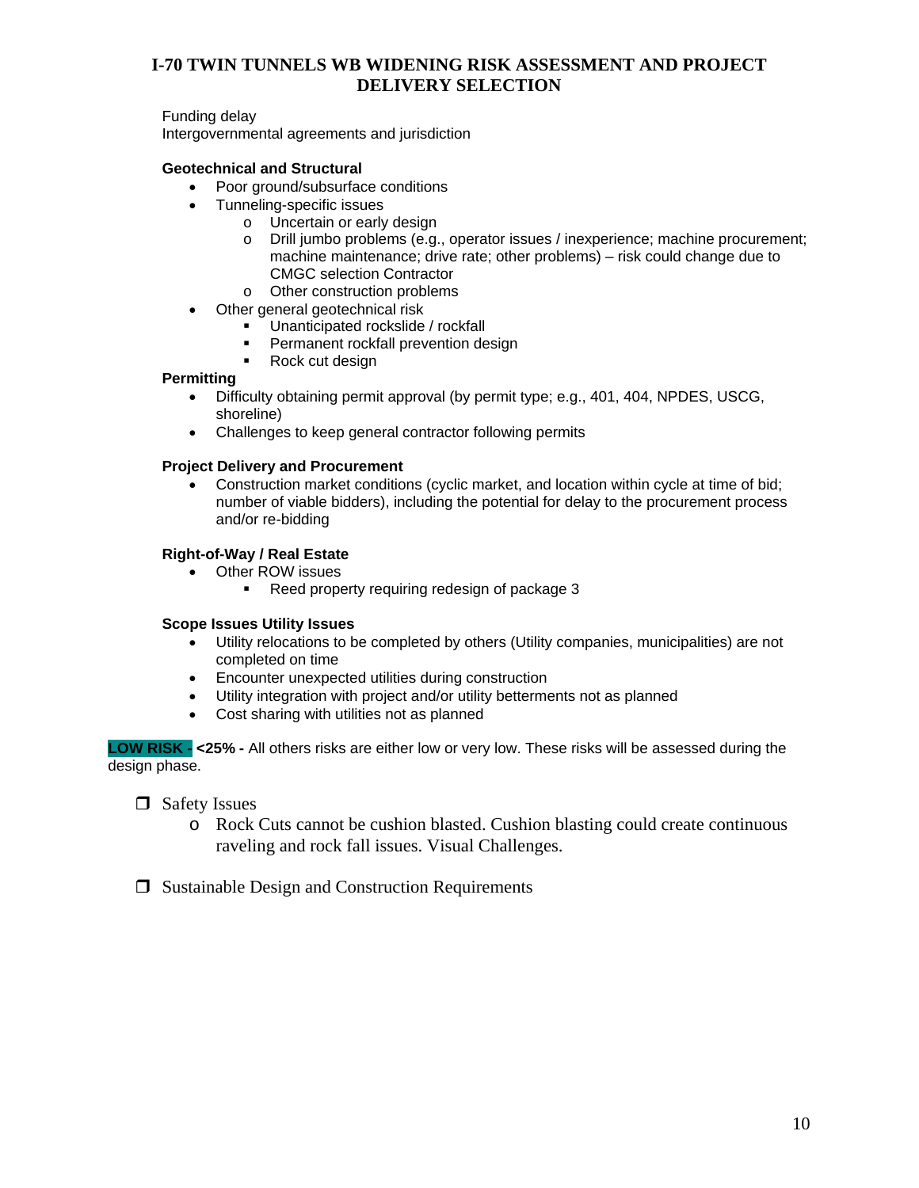Funding delay
Intergovernmental agreements and jurisdiction

**Geotechnical and Structural**

- Poor ground/subsurface conditions
- Tunneling-specific issues
  - Uncertain or early design
  - Drill jumbo problems (e.g., operator issues / inexperience; machine procurement; machine maintenance; drive rate; other problems) – risk could change due to CMGC selection Contractor
  - Other construction problems
- Other general geotechnical risk
  - Unanticipated rockslide / rockfall
  - Permanent rockfall prevention design
  - Rock cut design

**Permitting**

- Difficulty obtaining permit approval (by permit type; e.g., 401, 404, NPDES, USCG, shoreline)
- Challenges to keep general contractor following permits

**Project Delivery and Procurement**

- Construction market conditions (cyclic market, and location within cycle at time of bid; number of viable bidders), including the potential for delay to the procurement process and/or re-bidding

**Right-of-Way / Real Estate**

- Other ROW issues
  - Reed property requiring redesign of package 3

**Scope Issues Utility Issues**

- Utility relocations to be completed by others (Utility companies, municipalities) are not completed on time
- Encounter unexpected utilities during construction
- Utility integration with project and/or utility betterments not as planned
- Cost sharing with utilities not as planned

**LOW RISK - <25% -** All others risks are either low or very low. These risks will be assessed during the design phase.

- ❒ Safety Issues
  - Rock Cuts cannot be cushion blasted. Cushion blasting could create continuous raveling and rock fall issues. Visual Challenges.
- ❒ Sustainable Design and Construction Requirements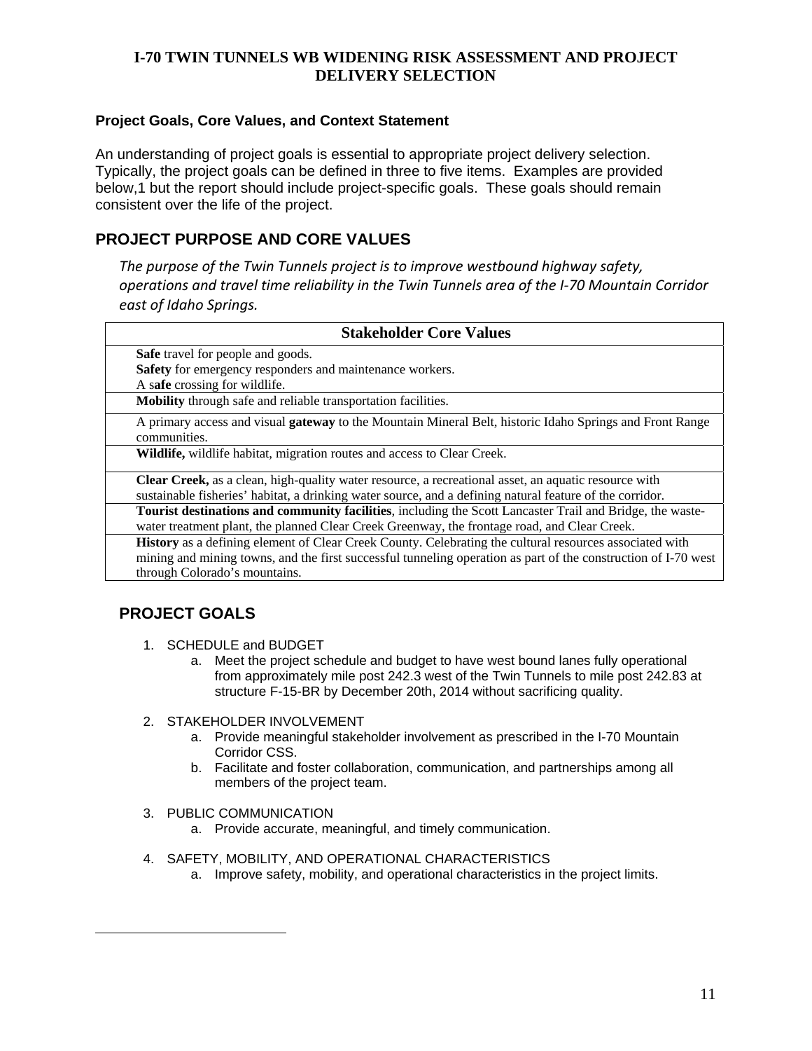# I-70 TWIN TUNNELS WB WIDENING RISK ASSESSMENT AND PROJECT DELIVERY SELECTION

### Project Goals, Core Values, and Context Statement

An understanding of project goals is essential to appropriate project delivery selection. Typically, the project goals can be defined in three to five items. Examples are provided below,1 but the report should include project-specific goals. These goals should remain consistent over the life of the project.

## PROJECT PURPOSE AND CORE VALUES

*The purpose of the Twin Tunnels project is to improve westbound highway safety, operations and travel time reliability in the Twin Tunnels area of the I-70 Mountain Corridor east of Idaho Springs.*

| Stakeholder Core Values |
|---|
| **Safe** travel for people and goods.<br>**Safety** for emergency responders and maintenance workers.<br>A s**afe** crossing for wildlife. |
| **Mobility** through safe and reliable transportation facilities. |
| A primary access and visual **gateway** to the Mountain Mineral Belt, historic Idaho Springs and Front Range communities. |
| **Wildlife,** wildlife habitat, migration routes and access to Clear Creek. |
| **Clear Creek,** as a clean, high-quality water resource, a recreational asset, an aquatic resource with sustainable fisheries' habitat, a drinking water source, and a defining natural feature of the corridor. |
| **Tourist destinations and community facilities**, including the Scott Lancaster Trail and Bridge, the waste-water treatment plant, the planned Clear Creek Greenway, the frontage road, and Clear Creek. |
| **History** as a defining element of Clear Creek County. Celebrating the cultural resources associated with mining and mining towns, and the first successful tunneling operation as part of the construction of I-70 west through Colorado's mountains. |

## PROJECT GOALS

1. SCHEDULE and BUDGET
   a. Meet the project schedule and budget to have west bound lanes fully operational from approximately mile post 242.3 west of the Twin Tunnels to mile post 242.83 at structure F-15-BR by December 20th, 2014 without sacrificing quality.

2. STAKEHOLDER INVOLVEMENT
   a. Provide meaningful stakeholder involvement as prescribed in the I-70 Mountain Corridor CSS.
   b. Facilitate and foster collaboration, communication, and partnerships among all members of the project team.

3. PUBLIC COMMUNICATION
   a. Provide accurate, meaningful, and timely communication.

4. SAFETY, MOBILITY, AND OPERATIONAL CHARACTERISTICS
   a. Improve safety, mobility, and operational characteristics in the project limits.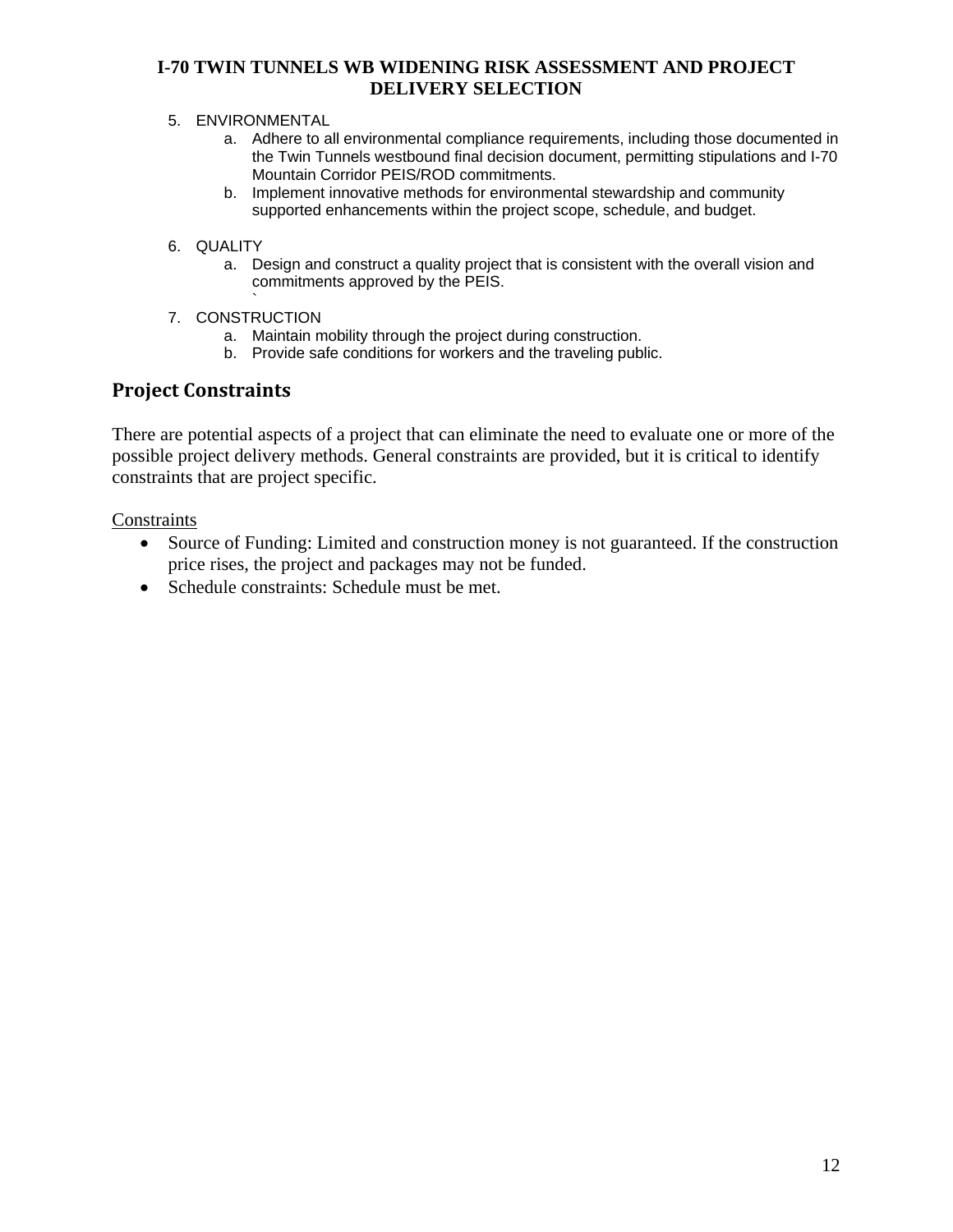5. ENVIRONMENTAL
    a. Adhere to all environmental compliance requirements, including those documented in the Twin Tunnels westbound final decision document, permitting stipulations and I-70 Mountain Corridor PEIS/ROD commitments.
    b. Implement innovative methods for environmental stewardship and community supported enhancements within the project scope, schedule, and budget.

6. QUALITY
    a. Design and construct a quality project that is consistent with the overall vision and commitments approved by the PEIS.

7. CONSTRUCTION
    a. Maintain mobility through the project during construction.
    b. Provide safe conditions for workers and the traveling public.

## Project Constraints

There are potential aspects of a project that can eliminate the need to evaluate one or more of the possible project delivery methods. General constraints are provided, but it is critical to identify constraints that are project specific.

<u>Constraints</u>

- Source of Funding: Limited and construction money is not guaranteed. If the construction price rises, the project and packages may not be funded.
- Schedule constraints: Schedule must be met.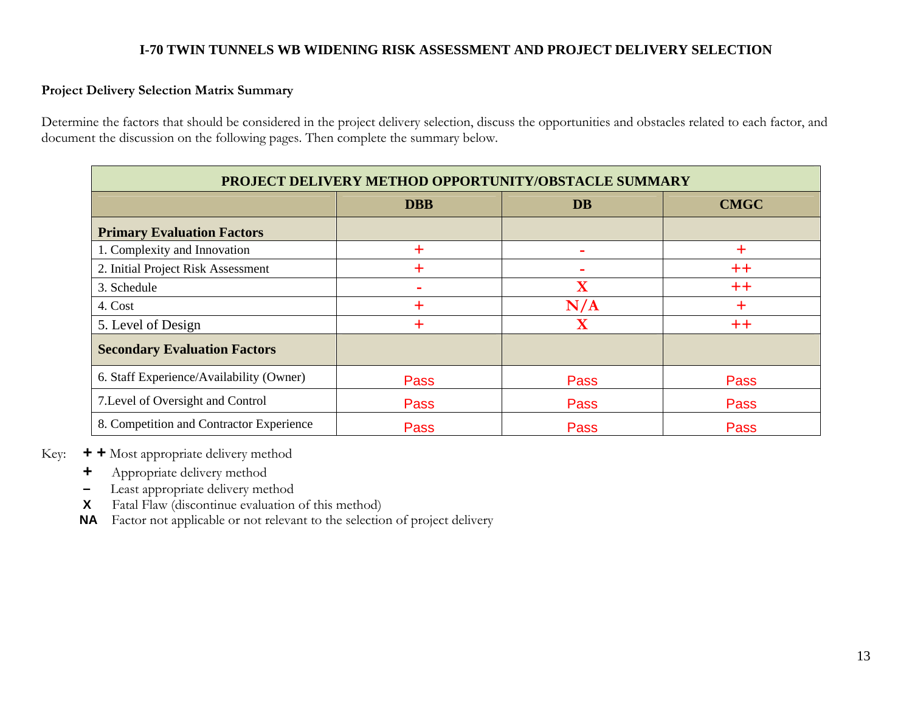**I-70 TWIN TUNNELS WB WIDENING RISK ASSESSMENT AND PROJECT DELIVERY SELECTION**

**Project Delivery Selection Matrix Summary**

Determine the factors that should be considered in the project delivery selection, discuss the opportunities and obstacles related to each factor, and document the discussion on the following pages. Then complete the summary below.

| PROJECT DELIVERY METHOD OPPORTUNITY/OBSTACLE SUMMARY | | | |
|---|---|---|---|
| | **DBB** | **DB** | **CMGC** |
| **Primary Evaluation Factors** | | | |
| 1. Complexity and Innovation | + | - | + |
| 2. Initial Project Risk Assessment | + | - | ++ |
| 3. Schedule | - | X | ++ |
| 4. Cost | + | N/A | + |
| 5. Level of Design | + | X | ++ |
| **Secondary Evaluation Factors** | | | |
| 6. Staff Experience/Availability (Owner) | Pass | Pass | Pass |
| 7.Level of Oversight and Control | Pass | Pass | Pass |
| 8. Competition and Contractor Experience | Pass | Pass | Pass |

Key:
- **+ +** Most appropriate delivery method
- **+** Appropriate delivery method
- **–** Least appropriate delivery method
- **X** Fatal Flaw (discontinue evaluation of this method)
- **NA** Factor not applicable or not relevant to the selection of project delivery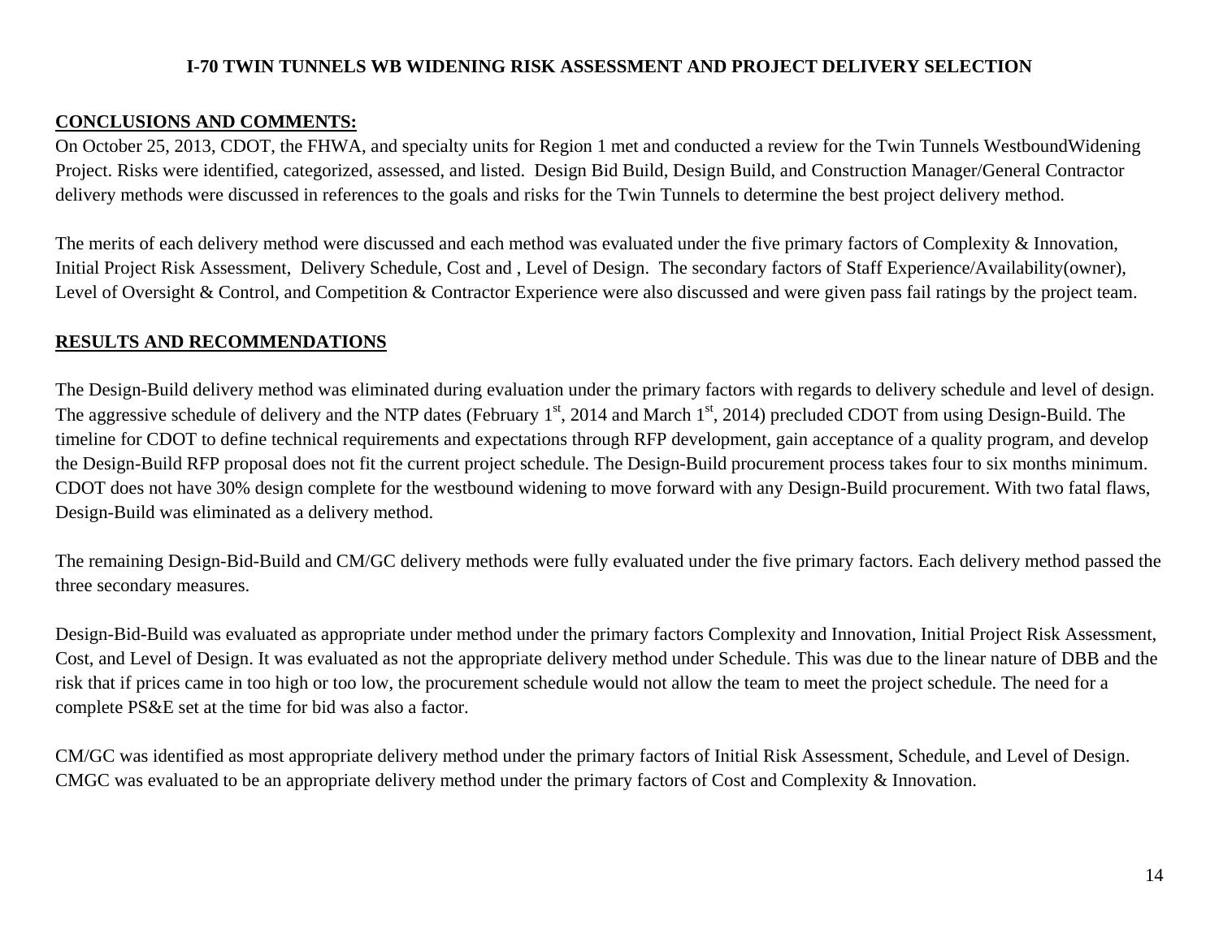# I-70 TWIN TUNNELS WB WIDENING RISK ASSESSMENT AND PROJECT DELIVERY SELECTION

## CONCLUSIONS AND COMMENTS:

On October 25, 2013, CDOT, the FHWA, and specialty units for Region 1 met and conducted a review for the Twin Tunnels WestboundWidening Project. Risks were identified, categorized, assessed, and listed. Design Bid Build, Design Build, and Construction Manager/General Contractor delivery methods were discussed in references to the goals and risks for the Twin Tunnels to determine the best project delivery method.

The merits of each delivery method were discussed and each method was evaluated under the five primary factors of Complexity & Innovation, Initial Project Risk Assessment, Delivery Schedule, Cost and , Level of Design. The secondary factors of Staff Experience/Availability(owner), Level of Oversight & Control, and Competition & Contractor Experience were also discussed and were given pass fail ratings by the project team.

## RESULTS AND RECOMMENDATIONS

The Design-Build delivery method was eliminated during evaluation under the primary factors with regards to delivery schedule and level of design. The aggressive schedule of delivery and the NTP dates (February 1st, 2014 and March 1st, 2014) precluded CDOT from using Design-Build. The timeline for CDOT to define technical requirements and expectations through RFP development, gain acceptance of a quality program, and develop the Design-Build RFP proposal does not fit the current project schedule. The Design-Build procurement process takes four to six months minimum. CDOT does not have 30% design complete for the westbound widening to move forward with any Design-Build procurement. With two fatal flaws, Design-Build was eliminated as a delivery method.

The remaining Design-Bid-Build and CM/GC delivery methods were fully evaluated under the five primary factors. Each delivery method passed the three secondary measures.

Design-Bid-Build was evaluated as appropriate under method under the primary factors Complexity and Innovation, Initial Project Risk Assessment, Cost, and Level of Design. It was evaluated as not the appropriate delivery method under Schedule. This was due to the linear nature of DBB and the risk that if prices came in too high or too low, the procurement schedule would not allow the team to meet the project schedule. The need for a complete PS&E set at the time for bid was also a factor.

CM/GC was identified as most appropriate delivery method under the primary factors of Initial Risk Assessment, Schedule, and Level of Design. CMGC was evaluated to be an appropriate delivery method under the primary factors of Cost and Complexity & Innovation.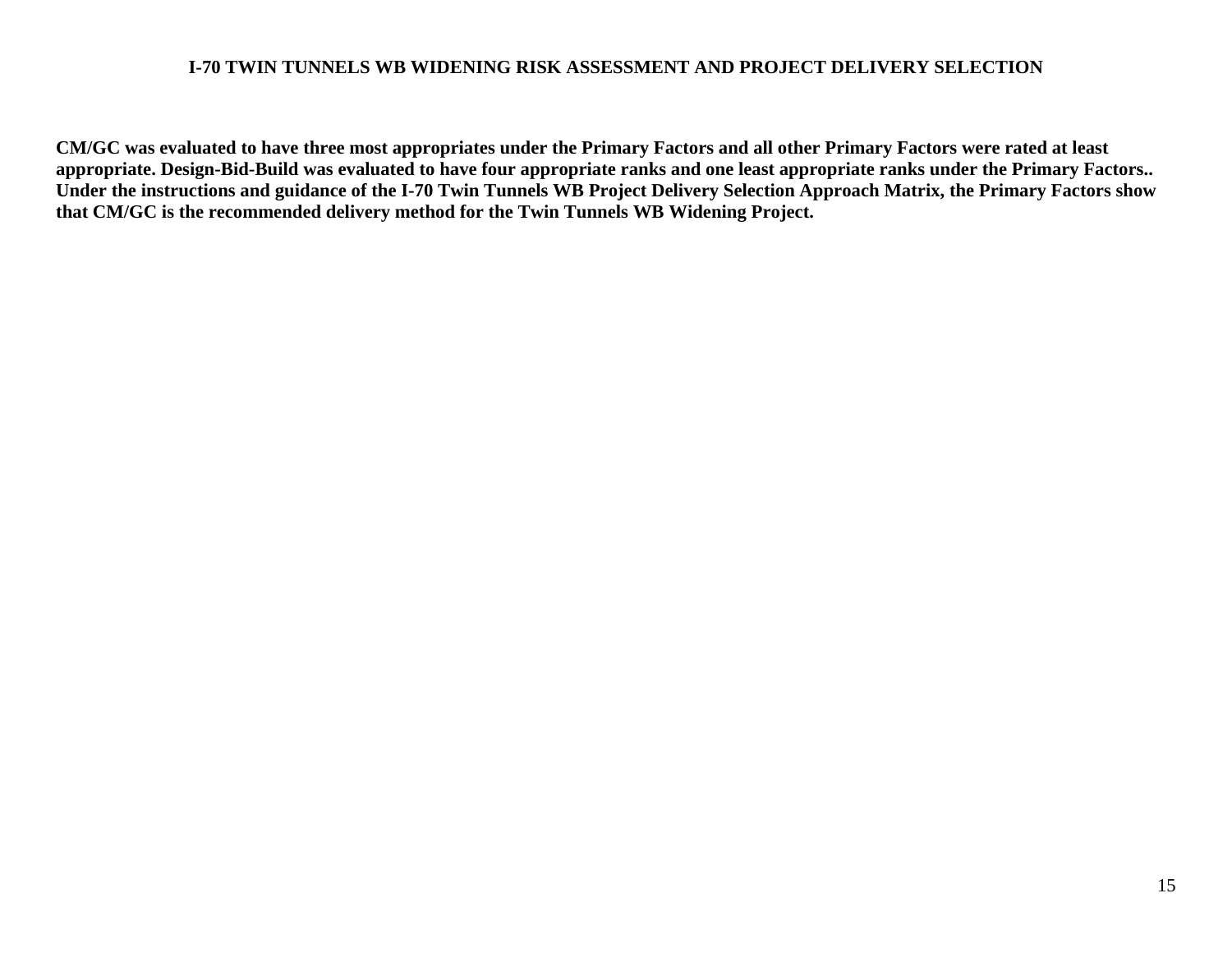**CM/GC was evaluated to have three most appropriates under the Primary Factors and all other Primary Factors were rated at least appropriate. Design-Bid-Build was evaluated to have four appropriate ranks and one least appropriate ranks under the Primary Factors.. Under the instructions and guidance of the I-70 Twin Tunnels WB Project Delivery Selection Approach Matrix, the Primary Factors show that CM/GC is the recommended delivery method for the Twin Tunnels WB Widening Project.**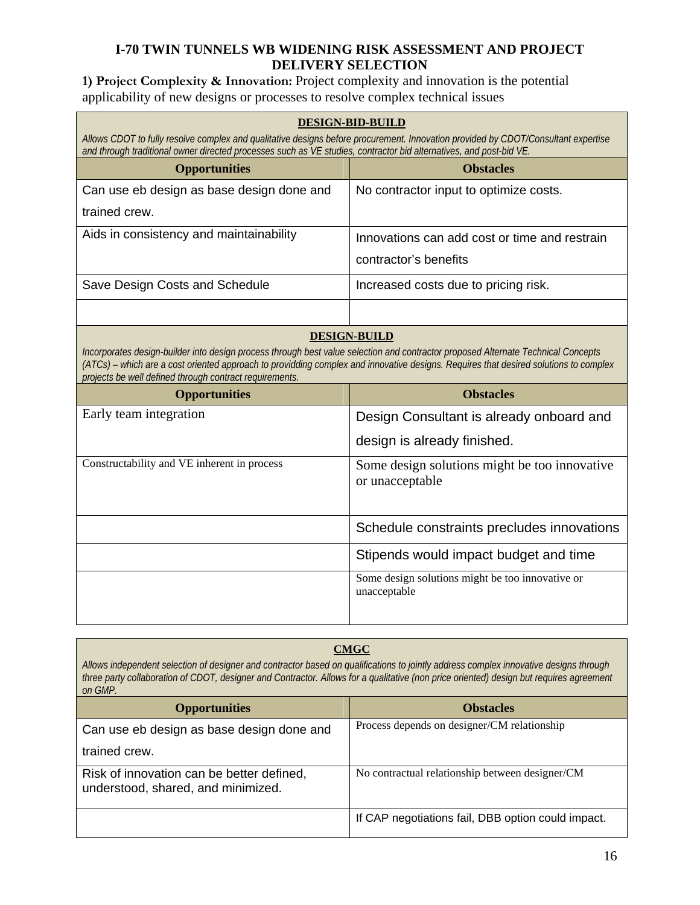# I-70 TWIN TUNNELS WB WIDENING RISK ASSESSMENT AND PROJECT DELIVERY SELECTION

**1) Project Complexity & Innovation:** Project complexity and innovation is the potential applicability of new designs or processes to resolve complex technical issues

**DESIGN-BID-BUILD**

*Allows CDOT to fully resolve complex and qualitative designs before procurement. Innovation provided by CDOT/Consultant expertise and through traditional owner directed processes such as VE studies, contractor bid alternatives, and post-bid VE.*

| Opportunities | Obstacles |
|---|---|
| Can use eb design as base design done and trained crew. | No contractor input to optimize costs. |
| Aids in consistency and maintainability | Innovations can add cost or time and restrain contractor's benefits |
| Save Design Costs and Schedule | Increased costs due to pricing risk. |
| | |

**DESIGN-BUILD**

*Incorporates design-builder into design process through best value selection and contractor proposed Alternate Technical Concepts (ATCs) – which are a cost oriented approach to providding complex and innovative designs. Requires that desired solutions to complex projects be well defined through contract requirements.*

| Opportunities | Obstacles |
|---|---|
| Early team integration | Design Consultant is already onboard and design is already finished. |
| Constructability and VE inherent in process | Some design solutions might be too innovative or unacceptable |
| | Schedule constraints precludes innovations |
| | Stipends would impact budget and time |
| | Some design solutions might be too innovative or unacceptable |

**CMGC**

*Allows independent selection of designer and contractor based on qualifications to jointly address complex innovative designs through three party collaboration of CDOT, designer and Contractor. Allows for a qualitative (non price oriented) design but requires agreement on GMP.*

| Opportunities | Obstacles |
|---|---|
| Can use eb design as base design done and trained crew. | Process depends on designer/CM relationship |
| Risk of innovation can be better defined, understood, shared, and minimized. | No contractual relationship between designer/CM |
| | If CAP negotiations fail, DBB option could impact. |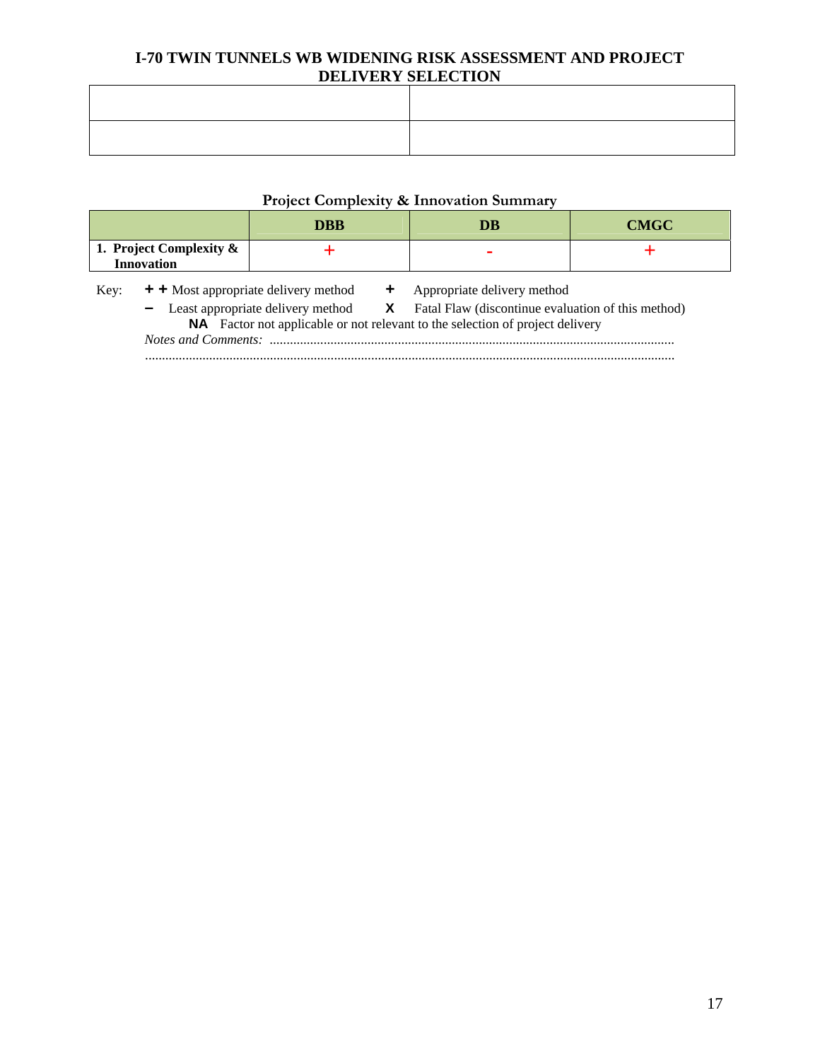| | |
|---|---|
| | |
| | |

**Project Complexity & Innovation Summary**

| | DBB | DB | CMGC |
|---|---|---|---|
| **1. Project Complexity & Innovation** | + | - | + |

Key: **+ +** Most appropriate delivery method  **+** Appropriate delivery method

**–** Least appropriate delivery method  **X** Fatal Flaw (discontinue evaluation of this method)

**NA** Factor not applicable or not relevant to the selection of project delivery

*Notes and Comments:* ........................................................................................................................

...........................................................................................................................................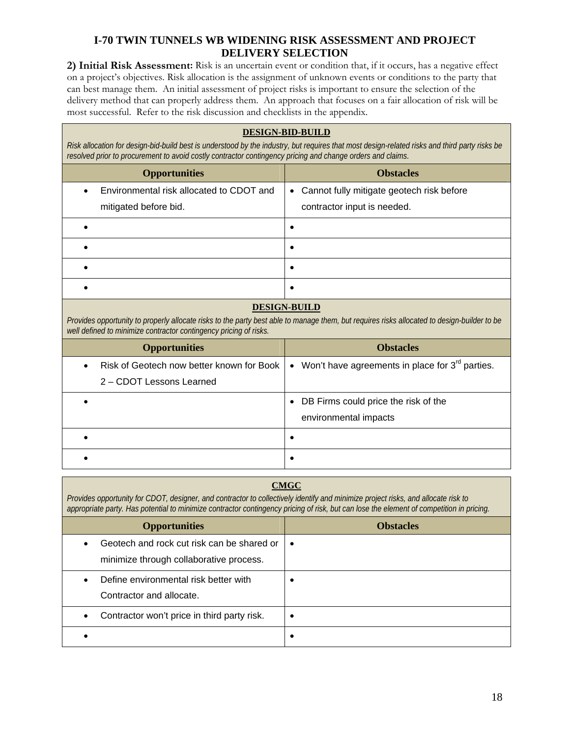# I-70 TWIN TUNNELS WB WIDENING RISK ASSESSMENT AND PROJECT DELIVERY SELECTION

**2) Initial Risk Assessment:** Risk is an uncertain event or condition that, if it occurs, has a negative effect on a project's objectives. Risk allocation is the assignment of unknown events or conditions to the party that can best manage them. An initial assessment of project risks is important to ensure the selection of the delivery method that can properly address them. An approach that focuses on a fair allocation of risk will be most successful. Refer to the risk discussion and checklists in the appendix.

## DESIGN-BID-BUILD

*Risk allocation for design-bid-build best is understood by the industry, but requires that most design-related risks and third party risks be resolved prior to procurement to avoid costly contractor contingency pricing and change orders and claims.*

| Opportunities | Obstacles |
|---|---|
| • Environmental risk allocated to CDOT and mitigated before bid. | • Cannot fully mitigate geotech risk before contractor input is needed. |
| • | • |
| • | • |
| • | • |
| • | • |

## DESIGN-BUILD

*Provides opportunity to properly allocate risks to the party best able to manage them, but requires risks allocated to design-builder to be well defined to minimize contractor contingency pricing of risks.*

| Opportunities | Obstacles |
|---|---|
| • Risk of Geotech now better known for Book 2 – CDOT Lessons Learned | • Won't have agreements in place for 3rd parties. |
| • | • DB Firms could price the risk of the environmental impacts |
| • | • |
| • | • |

## CMGC

*Provides opportunity for CDOT, designer, and contractor to collectively identify and minimize project risks, and allocate risk to appropriate party. Has potential to minimize contractor contingency pricing of risk, but can lose the element of competition in pricing.*

| Opportunities | Obstacles |
|---|---|
| • Geotech and rock cut risk can be shared or minimize through collaborative process. | • |
| • Define environmental risk better with Contractor and allocate. | • |
| • Contractor won't price in third party risk. | • |
| • | • |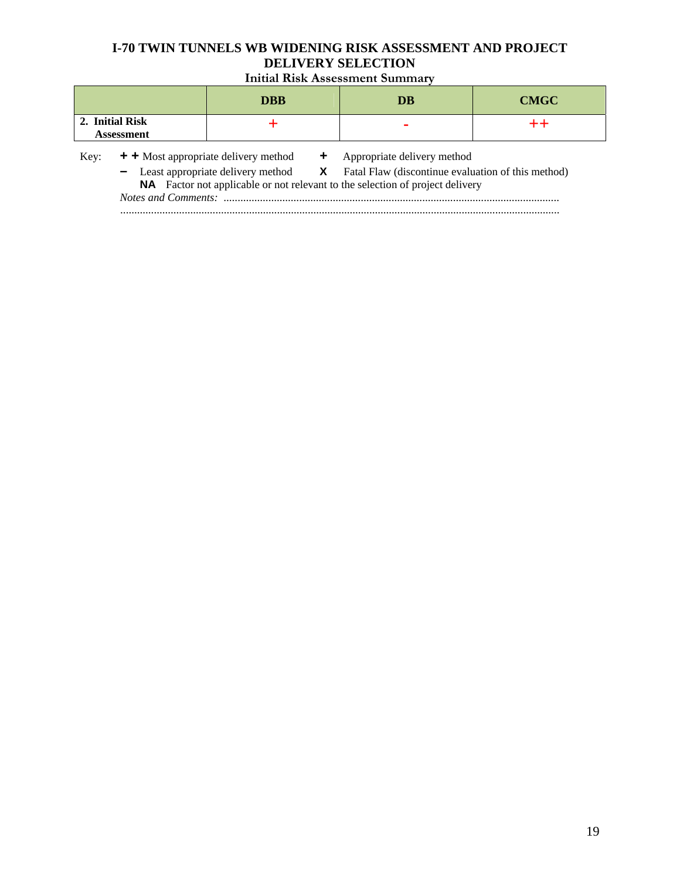# I-70 TWIN TUNNELS WB WIDENING RISK ASSESSMENT AND PROJECT DELIVERY SELECTION

## Initial Risk Assessment Summary

| | DBB | DB | CMGC |
|---|---|---|---|
| **2. Initial Risk Assessment** | + | - | ++ |

Key: **+ +** Most appropriate delivery method   **+** Appropriate delivery method

**–** Least appropriate delivery method   **X** Fatal Flaw (discontinue evaluation of this method)

**NA** Factor not applicable or not relevant to the selection of project delivery

*Notes and Comments:* ......................................................................................................................

.........................................................................................................................................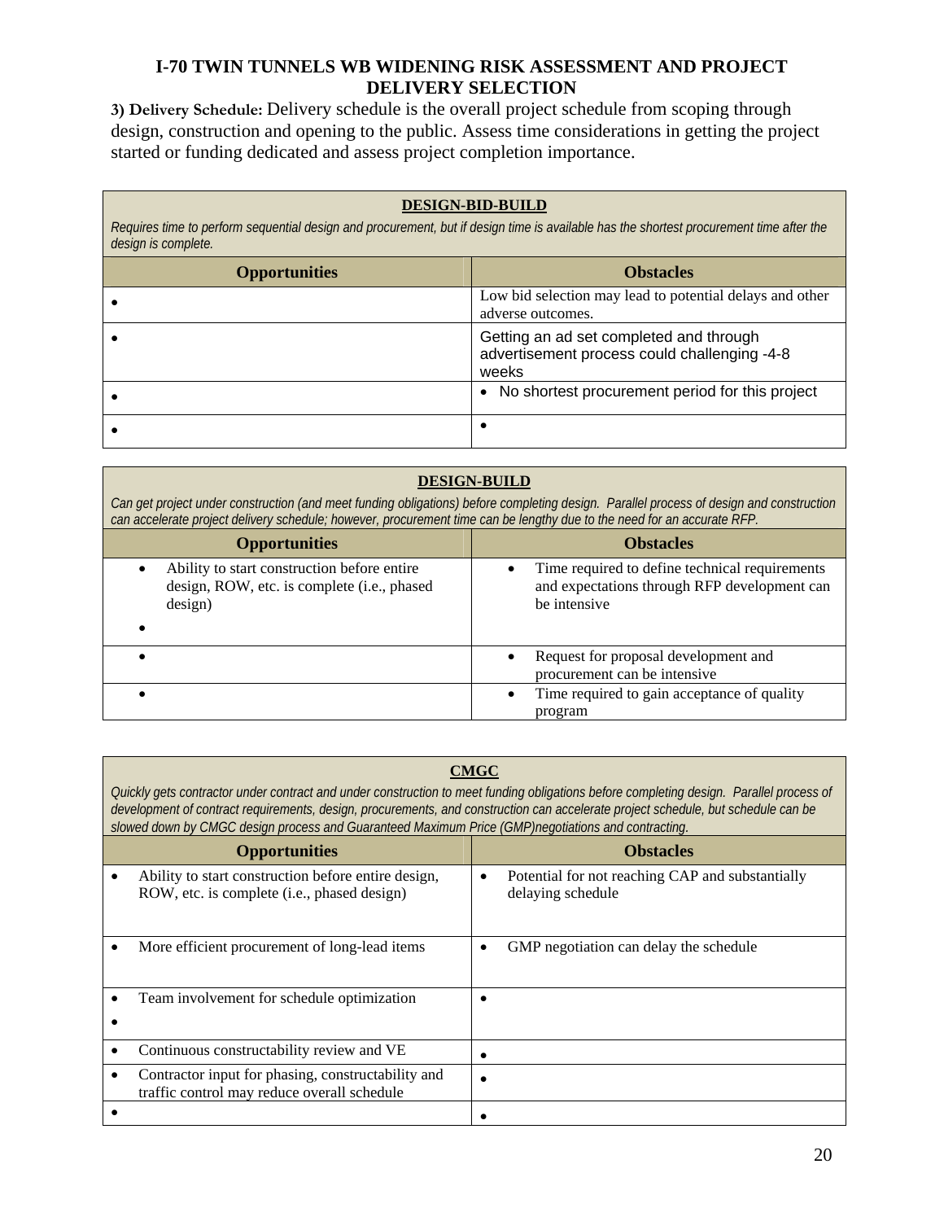## I-70 TWIN TUNNELS WB WIDENING RISK ASSESSMENT AND PROJECT DELIVERY SELECTION

**3) Delivery Schedule:** Delivery schedule is the overall project schedule from scoping through design, construction and opening to the public. Assess time considerations in getting the project started or funding dedicated and assess project completion importance.

**DESIGN-BID-BUILD**

*Requires time to perform sequential design and procurement, but if design time is available has the shortest procurement time after the design is complete.*

| Opportunities | Obstacles |
|---|---|
| • | Low bid selection may lead to potential delays and other adverse outcomes. |
| • | Getting an ad set completed and through advertisement process could challenging -4-8 weeks |
| • | • No shortest procurement period for this project |
| • | • |

**DESIGN-BUILD**

*Can get project under construction (and meet funding obligations) before completing design. Parallel process of design and construction can accelerate project delivery schedule; however, procurement time can be lengthy due to the need for an accurate RFP.*

| Opportunities | Obstacles |
|---|---|
| • Ability to start construction before entire design, ROW, etc. is complete (i.e., phased design)<br>• | • Time required to define technical requirements and expectations through RFP development can be intensive |
| • | • Request for proposal development and procurement can be intensive |
| • | • Time required to gain acceptance of quality program |

**CMGC**

*Quickly gets contractor under contract and under construction to meet funding obligations before completing design. Parallel process of development of contract requirements, design, procurements, and construction can accelerate project schedule, but schedule can be slowed down by CMGC design process and Guaranteed Maximum Price (GMP)negotiations and contracting.*

| Opportunities | Obstacles |
|---|---|
| • Ability to start construction before entire design, ROW, etc. is complete (i.e., phased design) | • Potential for not reaching CAP and substantially delaying schedule |
| • More efficient procurement of long-lead items | • GMP negotiation can delay the schedule |
| • Team involvement for schedule optimization<br>• | • |
| • Continuous constructability review and VE | • |
| • Contractor input for phasing, constructability and traffic control may reduce overall schedule | • |
| • | • |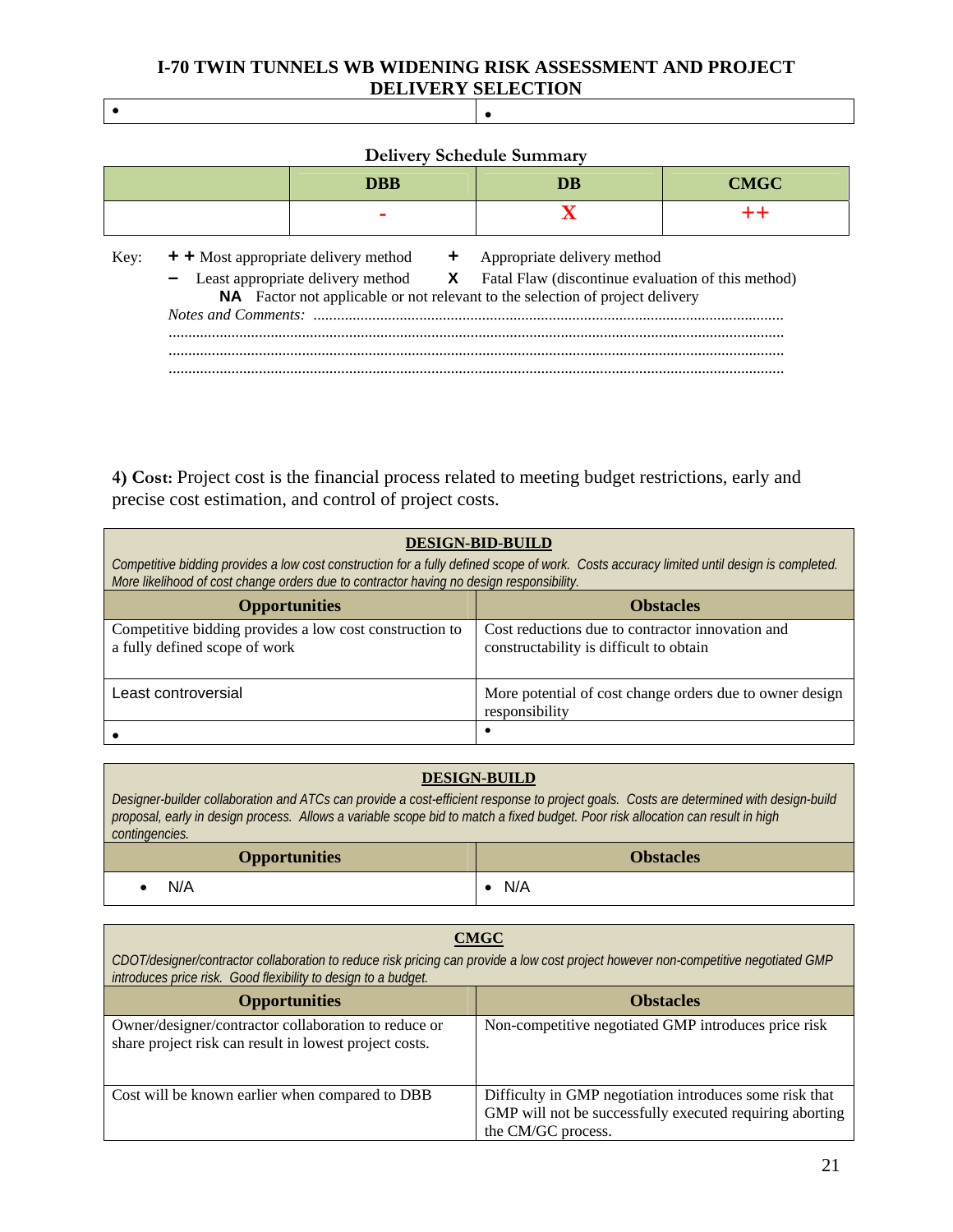| • | • |
| --- | --- |

**Delivery Schedule Summary**

| | DBB | DB | CMGC |
| --- | --- | --- | --- |
| | - | X | ++ |

Key: **+ +** Most appropriate delivery method **+** Appropriate delivery method
**–** Least appropriate delivery method **X** Fatal Flaw (discontinue evaluation of this method)
**NA** Factor not applicable or not relevant to the selection of project delivery

*Notes and Comments:* ..........................................................................................................................
...........................................................................................................................................
...........................................................................................................................................
...........................................................................................................................................

**4) Cost:** Project cost is the financial process related to meeting budget restrictions, early and precise cost estimation, and control of project costs.

**DESIGN-BID-BUILD**

*Competitive bidding provides a low cost construction for a fully defined scope of work. Costs accuracy limited until design is completed. More likelihood of cost change orders due to contractor having no design responsibility.*

| Opportunities | Obstacles |
| --- | --- |
| Competitive bidding provides a low cost construction to a fully defined scope of work | Cost reductions due to contractor innovation and constructability is difficult to obtain |
| Least controversial | More potential of cost change orders due to owner design responsibility |
| • | • |

**DESIGN-BUILD**

*Designer-builder collaboration and ATCs can provide a cost-efficient response to project goals. Costs are determined with design-build proposal, early in design process. Allows a variable scope bid to match a fixed budget. Poor risk allocation can result in high contingencies.*

| Opportunities | Obstacles |
| --- | --- |
| • N/A | • N/A |

**CMGC**

*CDOT/designer/contractor collaboration to reduce risk pricing can provide a low cost project however non-competitive negotiated GMP introduces price risk. Good flexibility to design to a budget.*

| Opportunities | Obstacles |
| --- | --- |
| Owner/designer/contractor collaboration to reduce or share project risk can result in lowest project costs. | Non-competitive negotiated GMP introduces price risk |
| Cost will be known earlier when compared to DBB | Difficulty in GMP negotiation introduces some risk that GMP will not be successfully executed requiring aborting the CM/GC process. |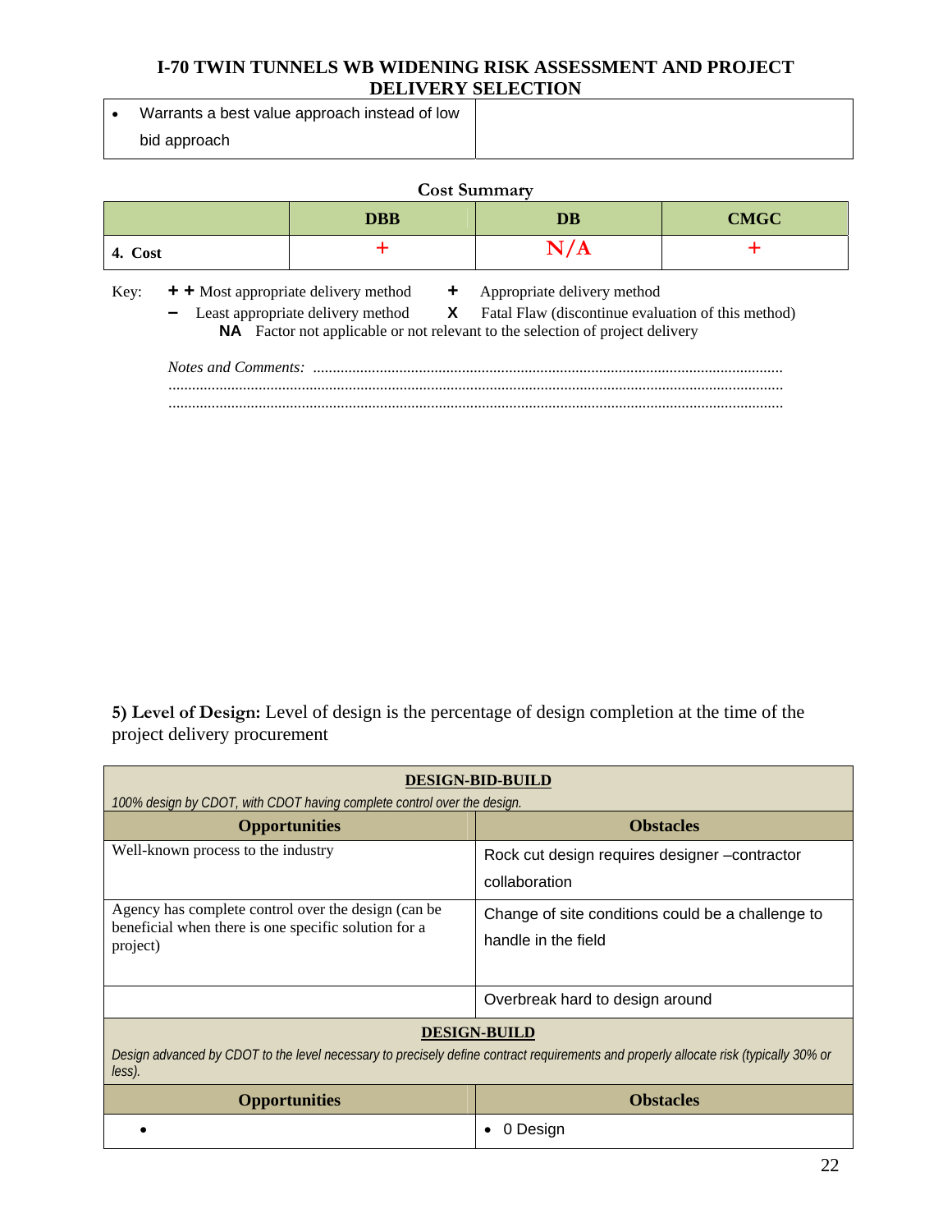| • Warrants a best value approach instead of low bid approach | |
|---|---|

**Cost Summary**

| | DBB | DB | CMGC |
|---|---|---|---|
| **4. Cost** | + | N/A | + |

Key: **+ +** Most appropriate delivery method   **+** Appropriate delivery method
**–** Least appropriate delivery method   **X** Fatal Flaw (discontinue evaluation of this method)
**NA** Factor not applicable or not relevant to the selection of project delivery

*Notes and Comments:* ......................................................................................................................
..........................................................................................................................................................
..........................................................................................................................................................

**5) Level of Design:** Level of design is the percentage of design completion at the time of the project delivery procurement

| **DESIGN-BID-BUILD** | |
|---|---|
| *100% design by CDOT, with CDOT having complete control over the design.* | |
| **Opportunities** | **Obstacles** |
| Well-known process to the industry | Rock cut design requires designer –contractor collaboration |
| Agency has complete control over the design (can be beneficial when there is one specific solution for a project) | Change of site conditions could be a challenge to handle in the field |
| | Overbreak hard to design around |
| **DESIGN-BUILD** | |
| *Design advanced by CDOT to the level necessary to precisely define contract requirements and properly allocate risk (typically 30% or less).* | |
| **Opportunities** | **Obstacles** |
| • | • 0 Design |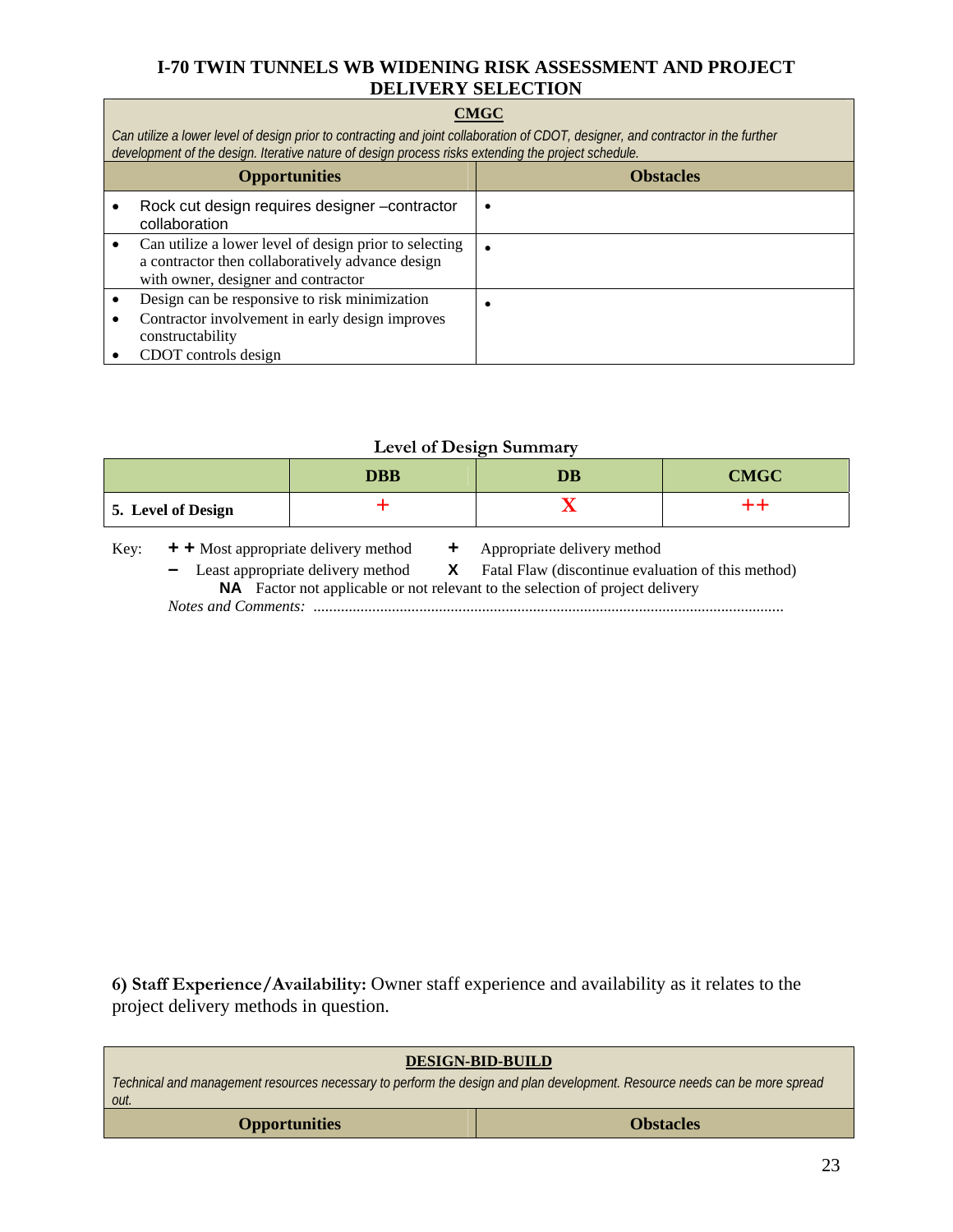## CMGC

*Can utilize a lower level of design prior to contracting and joint collaboration of CDOT, designer, and contractor in the further development of the design. Iterative nature of design process risks extending the project schedule.*

| Opportunities | Obstacles |
|---|---|
| • Rock cut design requires designer –contractor collaboration | • |
| • Can utilize a lower level of design prior to selecting a contractor then collaboratively advance design with owner, designer and contractor | • |
| • Design can be responsive to risk minimization<br>• Contractor involvement in early design improves constructability<br>• CDOT controls design | • |

### Level of Design Summary

| | DBB | DB | CMGC |
|---|---|---|---|
| **5. Level of Design** | + | X | ++ |

Key: **+ +** Most appropriate delivery method **+** Appropriate delivery method
**–** Least appropriate delivery method **X** Fatal Flaw (discontinue evaluation of this method)
**NA** Factor not applicable or not relevant to the selection of project delivery
*Notes and Comments:* .......................................................................................................................

**6) Staff Experience/Availability:** Owner staff experience and availability as it relates to the project delivery methods in question.

## DESIGN-BID-BUILD

*Technical and management resources necessary to perform the design and plan development. Resource needs can be more spread out.*

| Opportunities | Obstacles |
|---|---|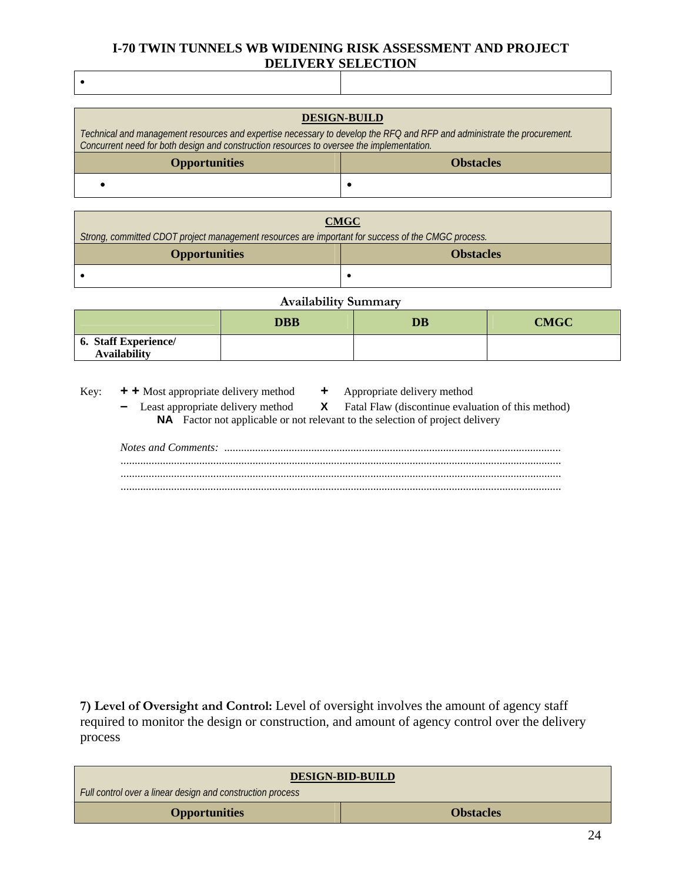| • | |
|---|---|

| **DESIGN-BUILD** | |
|---|---|
| *Technical and management resources and expertise necessary to develop the RFQ and RFP and administrate the procurement. Concurrent need for both design and construction resources to oversee the implementation.* | |
| **Opportunities** | **Obstacles** |
| • | • |

| **CMGC** | |
|---|---|
| *Strong, committed CDOT project management resources are important for success of the CMGC process.* | |
| **Opportunities** | **Obstacles** |
| • | • |

**Availability Summary**

| | DBB | DB | CMGC |
|---|---|---|---|
| **6. Staff Experience/ Availability** | | | |

Key: **+ +** Most appropriate delivery method **+** Appropriate delivery method
**–** Least appropriate delivery method **X** Fatal Flaw (discontinue evaluation of this method)
**NA** Factor not applicable or not relevant to the selection of project delivery

*Notes and Comments:* ..........................................................................................................................
..........................................................................................................................................................
..........................................................................................................................................................
..........................................................................................................................................................

**7) Level of Oversight and Control:** Level of oversight involves the amount of agency staff required to monitor the design or construction, and amount of agency control over the delivery process

| **DESIGN-BID-BUILD** | |
|---|---|
| *Full control over a linear design and construction process* | |
| **Opportunities** | **Obstacles** |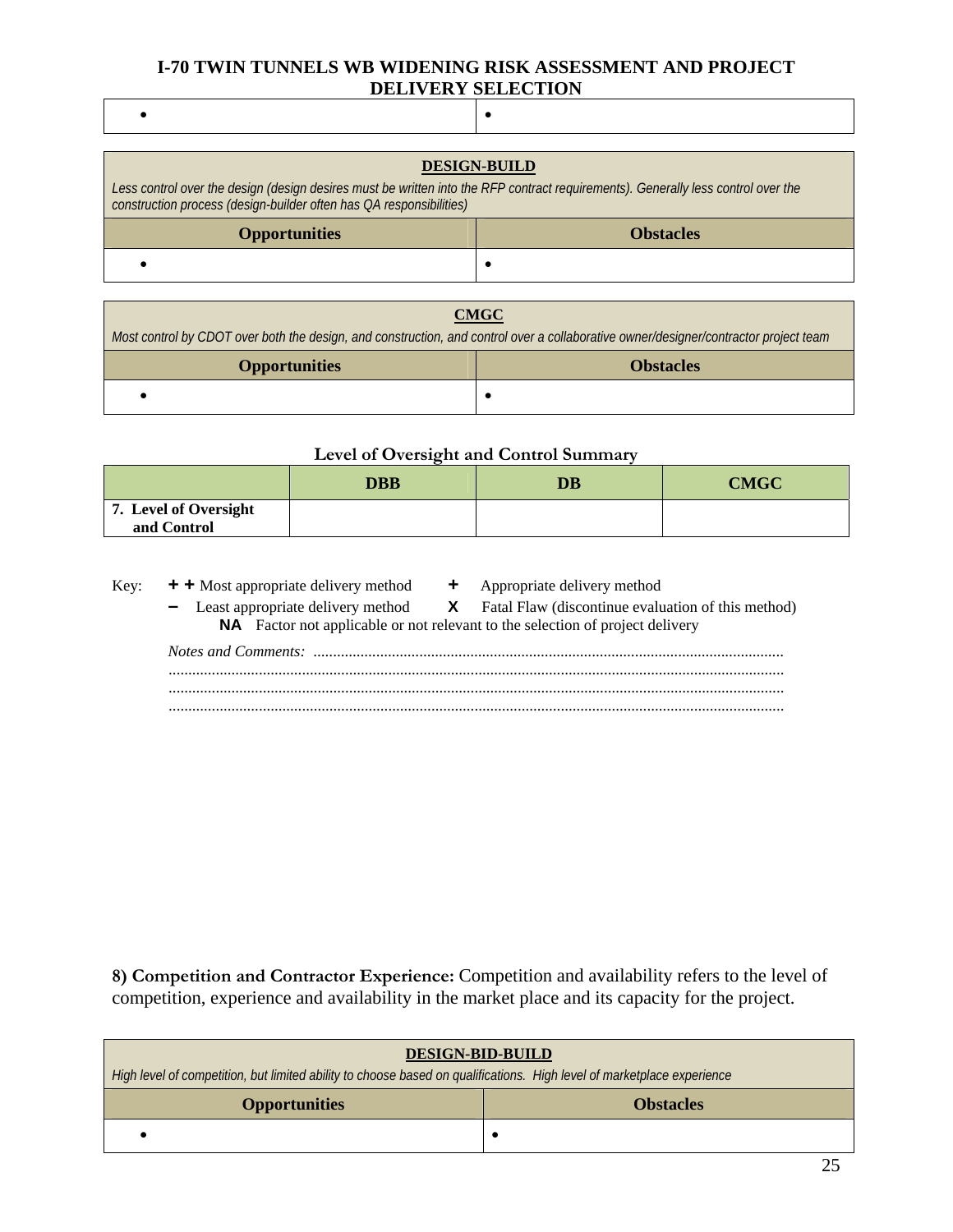| • | • |
|---|---|

| **DESIGN-BUILD** | |
|---|---|
| *Less control over the design (design desires must be written into the RFP contract requirements). Generally less control over the construction process (design-builder often has QA responsibilities)* | |
| **Opportunities** | **Obstacles** |
| • | • |

| **CMGC** | |
|---|---|
| *Most control by CDOT over both the design, and construction, and control over a collaborative owner/designer/contractor project team* | |
| **Opportunities** | **Obstacles** |
| • | • |

**Level of Oversight and Control Summary**

| | DBB | DB | CMGC |
|---|---|---|---|
| **7. Level of Oversight and Control** | | | |

Key: **+ +** Most appropriate delivery method **+** Appropriate delivery method
**–** Least appropriate delivery method **X** Fatal Flaw (discontinue evaluation of this method)
**NA** Factor not applicable or not relevant to the selection of project delivery

*Notes and Comments:* ..........................................................................................................................
..........................................................................................................................................................
..........................................................................................................................................................
..........................................................................................................................................................

**8) Competition and Contractor Experience:** Competition and availability refers to the level of competition, experience and availability in the market place and its capacity for the project.

| **DESIGN-BID-BUILD** | |
|---|---|
| *High level of competition, but limited ability to choose based on qualifications. High level of marketplace experience* | |
| **Opportunities** | **Obstacles** |
| • | • |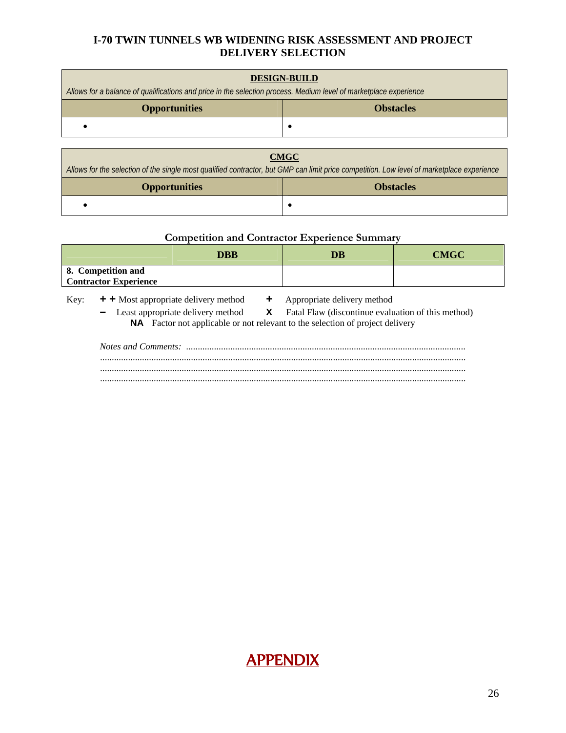# I-70 TWIN TUNNELS WB WIDENING RISK ASSESSMENT AND PROJECT DELIVERY SELECTION

| **DESIGN-BUILD**<br>*Allows for a balance of qualifications and price in the selection process. Medium level of marketplace experience* | |
|---|---|
| **Opportunities** | **Obstacles** |
| • | • |

| **CMGC**<br>*Allows for the selection of the single most qualified contractor, but GMP can limit price competition. Low level of marketplace experience* | |
|---|---|
| **Opportunities** | **Obstacles** |
| • | • |

**Competition and Contractor Experience Summary**

| | DBB | DB | CMGC |
|---|---|---|---|
| **8. Competition and Contractor Experience** | | | |

Key: **+ +** Most appropriate delivery method  **+** Appropriate delivery method
**–** Least appropriate delivery method  **X** Fatal Flaw (discontinue evaluation of this method)
**NA** Factor not applicable or not relevant to the selection of project delivery

*Notes and Comments:* ..........................................................................................................
..........................................................................................................................................
..........................................................................................................................................
..........................................................................................................................................

## APPENDIX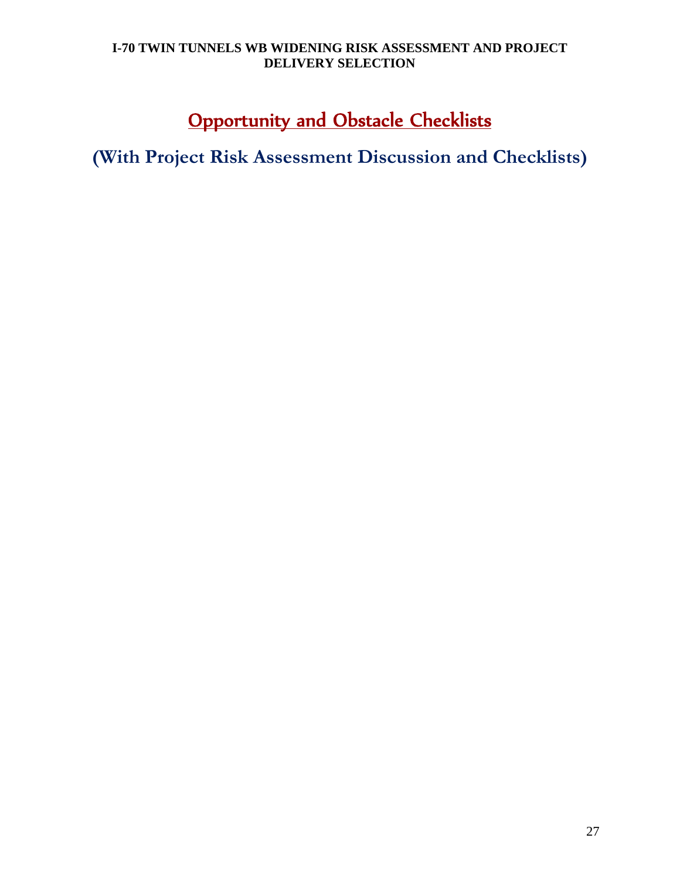# Opportunity and Obstacle Checklists

## (With Project Risk Assessment Discussion and Checklists)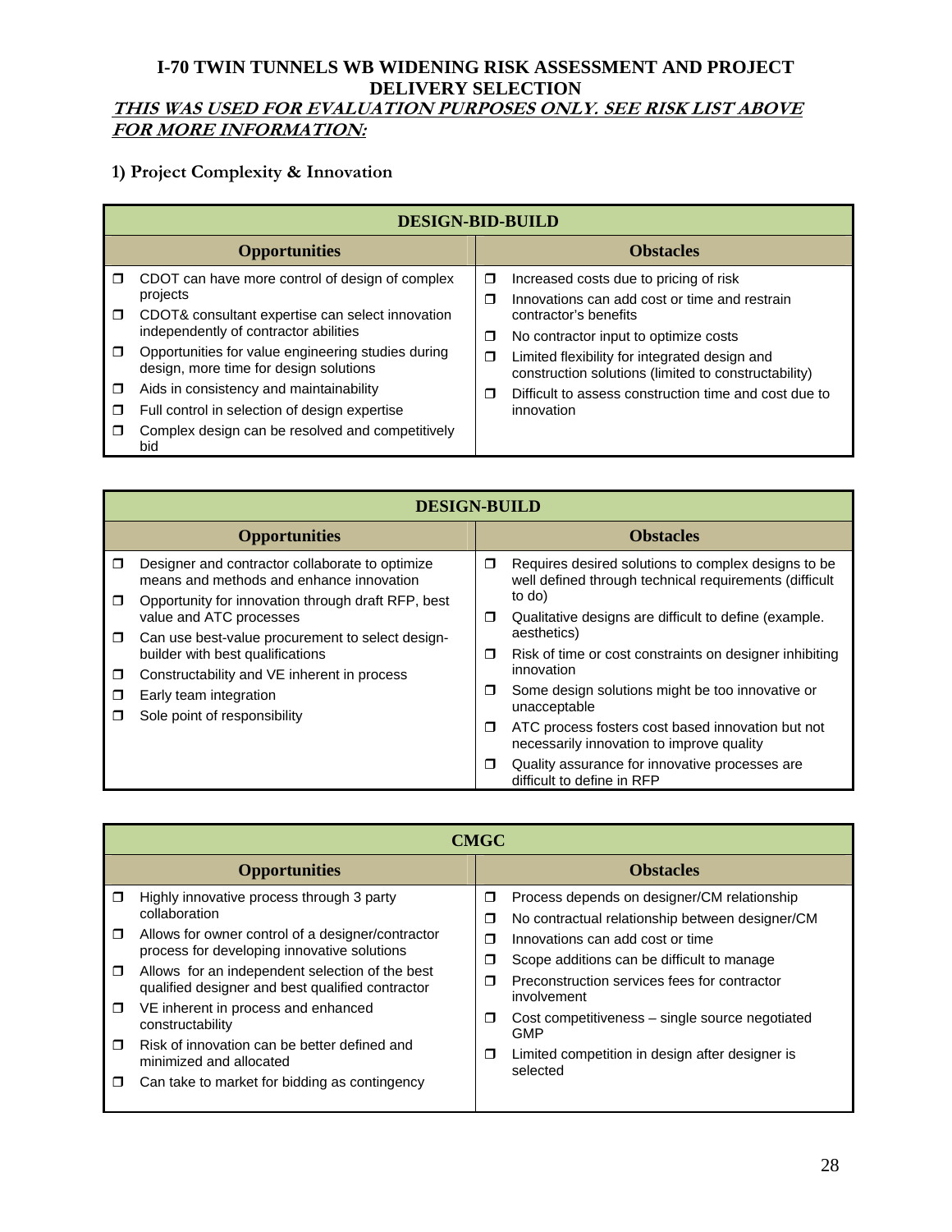# I-70 TWIN TUNNELS WB WIDENING RISK ASSESSMENT AND PROJECT DELIVERY SELECTION

***THIS WAS USED FOR EVALUATION PURPOSES ONLY. SEE RISK LIST ABOVE FOR MORE INFORMATION:***

## 1) Project Complexity & Innovation

| DESIGN-BID-BUILD | |
|---|---|
| **Opportunities** | **Obstacles** |
| ❒ CDOT can have more control of design of complex projects<br>❒ CDOT& consultant expertise can select innovation independently of contractor abilities<br>❒ Opportunities for value engineering studies during design, more time for design solutions<br>❒ Aids in consistency and maintainability<br>❒ Full control in selection of design expertise<br>❒ Complex design can be resolved and competitively bid | ❒ Increased costs due to pricing of risk<br>❒ Innovations can add cost or time and restrain contractor's benefits<br>❒ No contractor input to optimize costs<br>❒ Limited flexibility for integrated design and construction solutions (limited to constructability)<br>❒ Difficult to assess construction time and cost due to innovation |

| DESIGN-BUILD | |
|---|---|
| **Opportunities** | **Obstacles** |
| ❒ Designer and contractor collaborate to optimize means and methods and enhance innovation<br>❒ Opportunity for innovation through draft RFP, best value and ATC processes<br>❒ Can use best-value procurement to select design-builder with best qualifications<br>❒ Constructability and VE inherent in process<br>❒ Early team integration<br>❒ Sole point of responsibility | ❒ Requires desired solutions to complex designs to be well defined through technical requirements (difficult to do)<br>❒ Qualitative designs are difficult to define (example. aesthetics)<br>❒ Risk of time or cost constraints on designer inhibiting innovation<br>❒ Some design solutions might be too innovative or unacceptable<br>❒ ATC process fosters cost based innovation but not necessarily innovation to improve quality<br>❒ Quality assurance for innovative processes are difficult to define in RFP |

| CMGC | |
|---|---|
| **Opportunities** | **Obstacles** |
| ❒ Highly innovative process through 3 party collaboration<br>❒ Allows for owner control of a designer/contractor process for developing innovative solutions<br>❒ Allows for an independent selection of the best qualified designer and best qualified contractor<br>❒ VE inherent in process and enhanced constructability<br>❒ Risk of innovation can be better defined and minimized and allocated<br>❒ Can take to market for bidding as contingency | ❒ Process depends on designer/CM relationship<br>❒ No contractual relationship between designer/CM<br>❒ Innovations can add cost or time<br>❒ Scope additions can be difficult to manage<br>❒ Preconstruction services fees for contractor involvement<br>❒ Cost competitiveness – single source negotiated GMP<br>❒ Limited competition in design after designer is selected |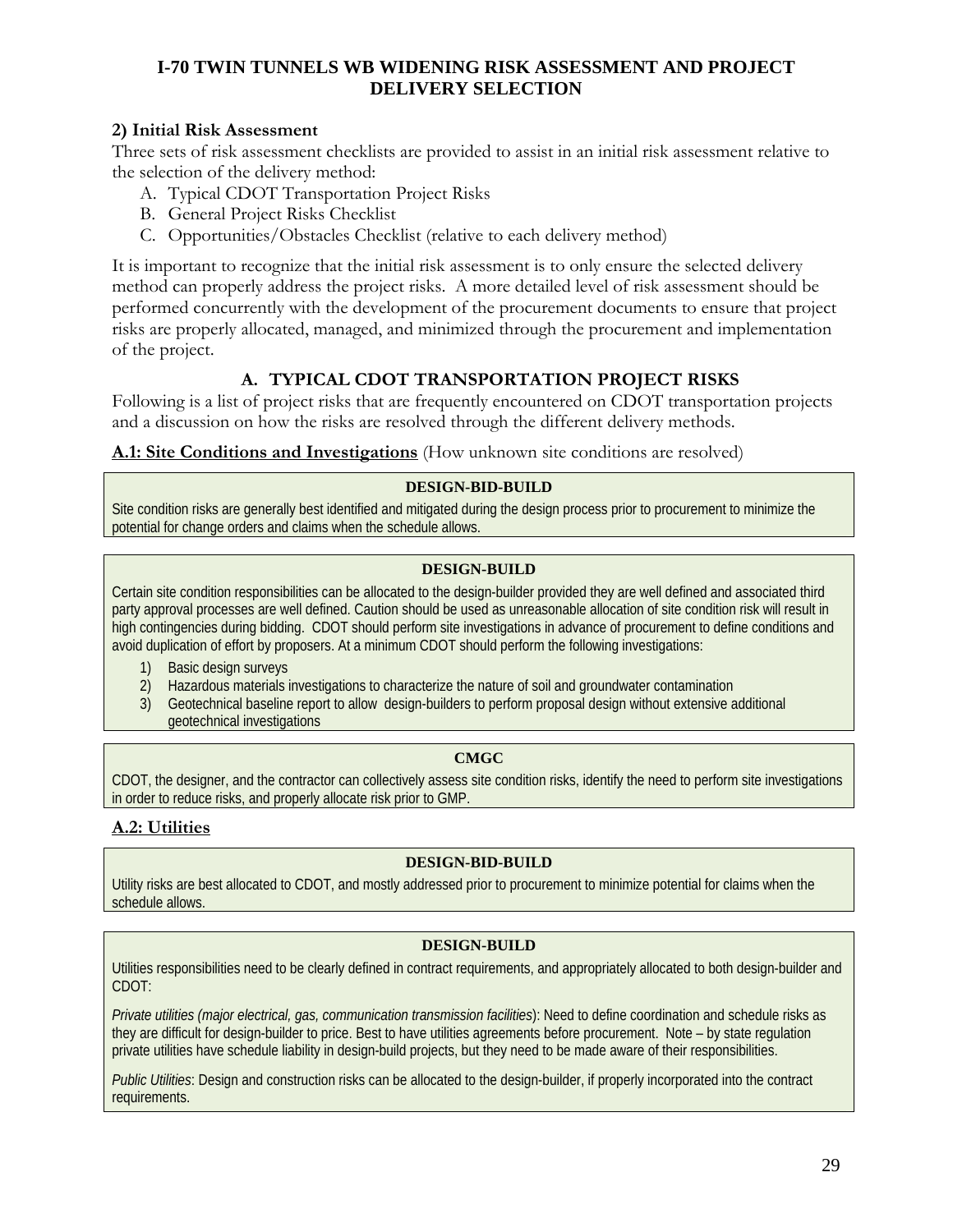# I-70 TWIN TUNNELS WB WIDENING RISK ASSESSMENT AND PROJECT DELIVERY SELECTION

## 2) Initial Risk Assessment

Three sets of risk assessment checklists are provided to assist in an initial risk assessment relative to the selection of the delivery method:

A. Typical CDOT Transportation Project Risks
B. General Project Risks Checklist
C. Opportunities/Obstacles Checklist (relative to each delivery method)

It is important to recognize that the initial risk assessment is to only ensure the selected delivery method can properly address the project risks. A more detailed level of risk assessment should be performed concurrently with the development of the procurement documents to ensure that project risks are properly allocated, managed, and minimized through the procurement and implementation of the project.

## A. TYPICAL CDOT TRANSPORTATION PROJECT RISKS

Following is a list of project risks that are frequently encountered on CDOT transportation projects and a discussion on how the risks are resolved through the different delivery methods.

**A.1: Site Conditions and Investigations** (How unknown site conditions are resolved)

**DESIGN-BID-BUILD**

Site condition risks are generally best identified and mitigated during the design process prior to procurement to minimize the potential for change orders and claims when the schedule allows.

**DESIGN-BUILD**

Certain site condition responsibilities can be allocated to the design-builder provided they are well defined and associated third party approval processes are well defined. Caution should be used as unreasonable allocation of site condition risk will result in high contingencies during bidding. CDOT should perform site investigations in advance of procurement to define conditions and avoid duplication of effort by proposers. At a minimum CDOT should perform the following investigations:

1) Basic design surveys
2) Hazardous materials investigations to characterize the nature of soil and groundwater contamination
3) Geotechnical baseline report to allow design-builders to perform proposal design without extensive additional geotechnical investigations

**CMGC**

CDOT, the designer, and the contractor can collectively assess site condition risks, identify the need to perform site investigations in order to reduce risks, and properly allocate risk prior to GMP.

**A.2: Utilities**

**DESIGN-BID-BUILD**

Utility risks are best allocated to CDOT, and mostly addressed prior to procurement to minimize potential for claims when the schedule allows.

**DESIGN-BUILD**

Utilities responsibilities need to be clearly defined in contract requirements, and appropriately allocated to both design-builder and CDOT:

*Private utilities (major electrical, gas, communication transmission facilities*): Need to define coordination and schedule risks as they are difficult for design-builder to price. Best to have utilities agreements before procurement. Note – by state regulation private utilities have schedule liability in design-build projects, but they need to be made aware of their responsibilities.

*Public Utilities*: Design and construction risks can be allocated to the design-builder, if properly incorporated into the contract requirements.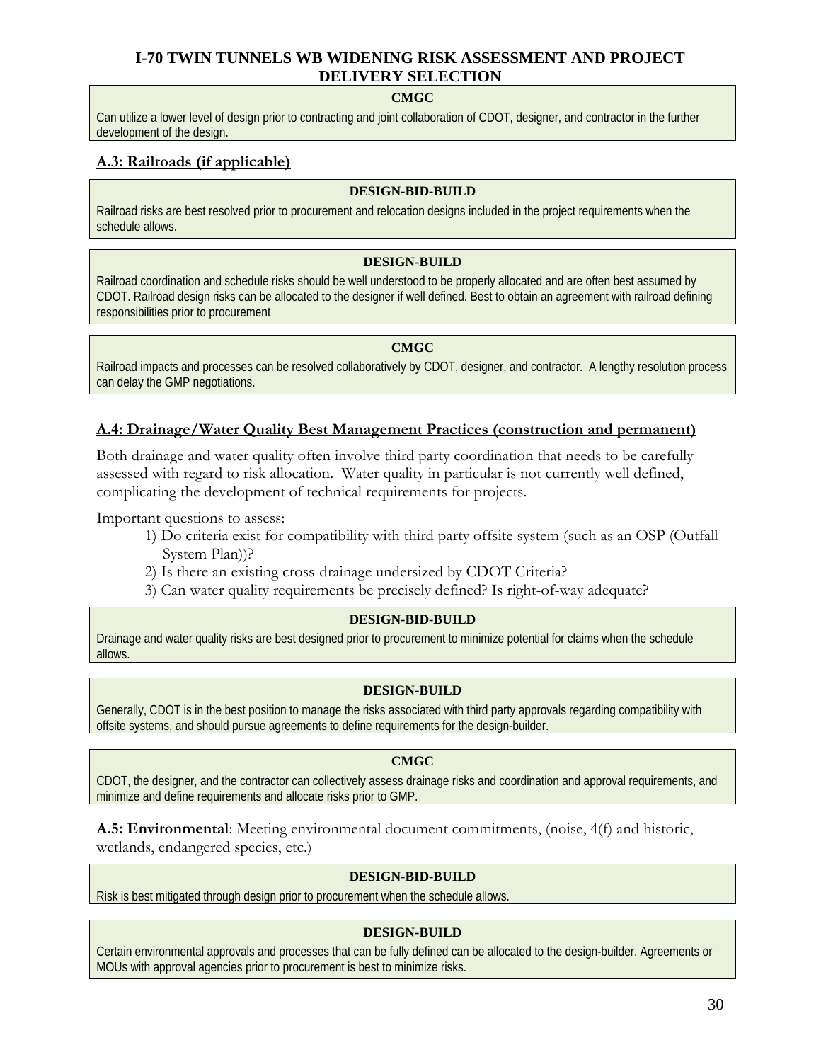**CMGC**

Can utilize a lower level of design prior to contracting and joint collaboration of CDOT, designer, and contractor in the further development of the design.

## A.3: Railroads (if applicable)

**DESIGN-BID-BUILD**

Railroad risks are best resolved prior to procurement and relocation designs included in the project requirements when the schedule allows.

**DESIGN-BUILD**

Railroad coordination and schedule risks should be well understood to be properly allocated and are often best assumed by CDOT. Railroad design risks can be allocated to the designer if well defined. Best to obtain an agreement with railroad defining responsibilities prior to procurement

**CMGC**

Railroad impacts and processes can be resolved collaboratively by CDOT, designer, and contractor. A lengthy resolution process can delay the GMP negotiations.

## A.4: Drainage/Water Quality Best Management Practices (construction and permanent)

Both drainage and water quality often involve third party coordination that needs to be carefully assessed with regard to risk allocation. Water quality in particular is not currently well defined, complicating the development of technical requirements for projects.

Important questions to assess:

1) Do criteria exist for compatibility with third party offsite system (such as an OSP (Outfall System Plan))?
2) Is there an existing cross-drainage undersized by CDOT Criteria?
3) Can water quality requirements be precisely defined? Is right-of-way adequate?

**DESIGN-BID-BUILD**

Drainage and water quality risks are best designed prior to procurement to minimize potential for claims when the schedule allows.

**DESIGN-BUILD**

Generally, CDOT is in the best position to manage the risks associated with third party approvals regarding compatibility with offsite systems, and should pursue agreements to define requirements for the design-builder.

**CMGC**

CDOT, the designer, and the contractor can collectively assess drainage risks and coordination and approval requirements, and minimize and define requirements and allocate risks prior to GMP.

**A.5: Environmental**: Meeting environmental document commitments, (noise, 4(f) and historic, wetlands, endangered species, etc.)

**DESIGN-BID-BUILD**

Risk is best mitigated through design prior to procurement when the schedule allows.

**DESIGN-BUILD**

Certain environmental approvals and processes that can be fully defined can be allocated to the design-builder. Agreements or MOUs with approval agencies prior to procurement is best to minimize risks.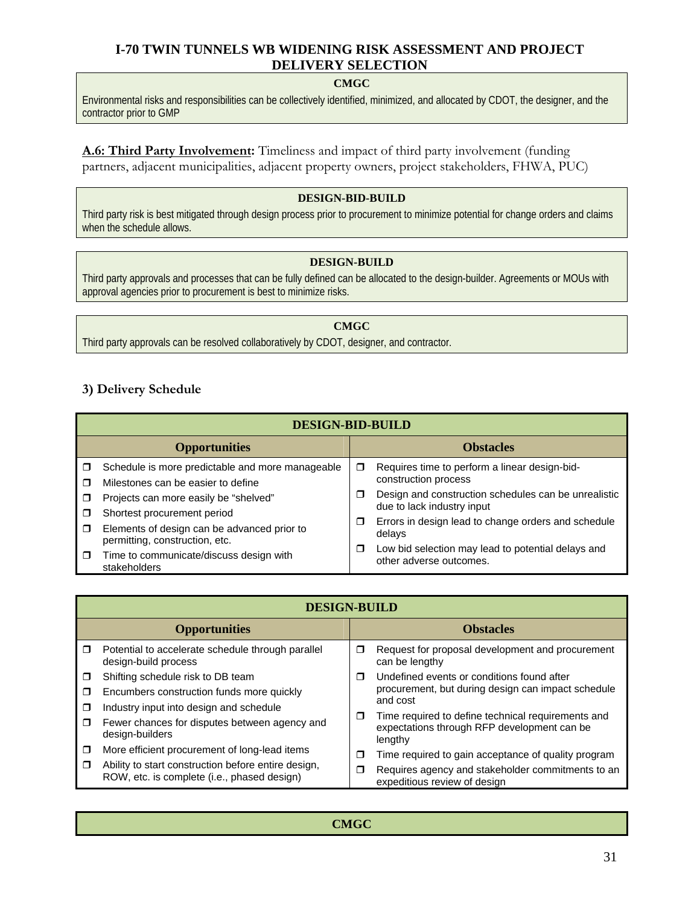**CMGC**

Environmental risks and responsibilities can be collectively identified, minimized, and allocated by CDOT, the designer, and the contractor prior to GMP

**A.6: Third Party Involvement:** Timeliness and impact of third party involvement (funding partners, adjacent municipalities, adjacent property owners, project stakeholders, FHWA, PUC)

**DESIGN-BID-BUILD**

Third party risk is best mitigated through design process prior to procurement to minimize potential for change orders and claims when the schedule allows.

**DESIGN-BUILD**

Third party approvals and processes that can be fully defined can be allocated to the design-builder. Agreements or MOUs with approval agencies prior to procurement is best to minimize risks.

**CMGC**

Third party approvals can be resolved collaboratively by CDOT, designer, and contractor.

### 3) Delivery Schedule

| DESIGN-BID-BUILD | |
|---|---|
| **Opportunities** | **Obstacles** |
| ❒ Schedule is more predictable and more manageable<br>❒ Milestones can be easier to define<br>❒ Projects can more easily be "shelved"<br>❒ Shortest procurement period<br>❒ Elements of design can be advanced prior to permitting, construction, etc.<br>❒ Time to communicate/discuss design with stakeholders | ❒ Requires time to perform a linear design-bid-construction process<br>❒ Design and construction schedules can be unrealistic due to lack industry input<br>❒ Errors in design lead to change orders and schedule delays<br>❒ Low bid selection may lead to potential delays and other adverse outcomes. |

| DESIGN-BUILD | |
|---|---|
| **Opportunities** | **Obstacles** |
| ❒ Potential to accelerate schedule through parallel design-build process<br>❒ Shifting schedule risk to DB team<br>❒ Encumbers construction funds more quickly<br>❒ Industry input into design and schedule<br>❒ Fewer chances for disputes between agency and design-builders<br>❒ More efficient procurement of long-lead items<br>❒ Ability to start construction before entire design, ROW, etc. is complete (i.e., phased design) | ❒ Request for proposal development and procurement can be lengthy<br>❒ Undefined events or conditions found after procurement, but during design can impact schedule and cost<br>❒ Time required to define technical requirements and expectations through RFP development can be lengthy<br>❒ Time required to gain acceptance of quality program<br>❒ Requires agency and stakeholder commitments to an expeditious review of design |

| CMGC |
|---|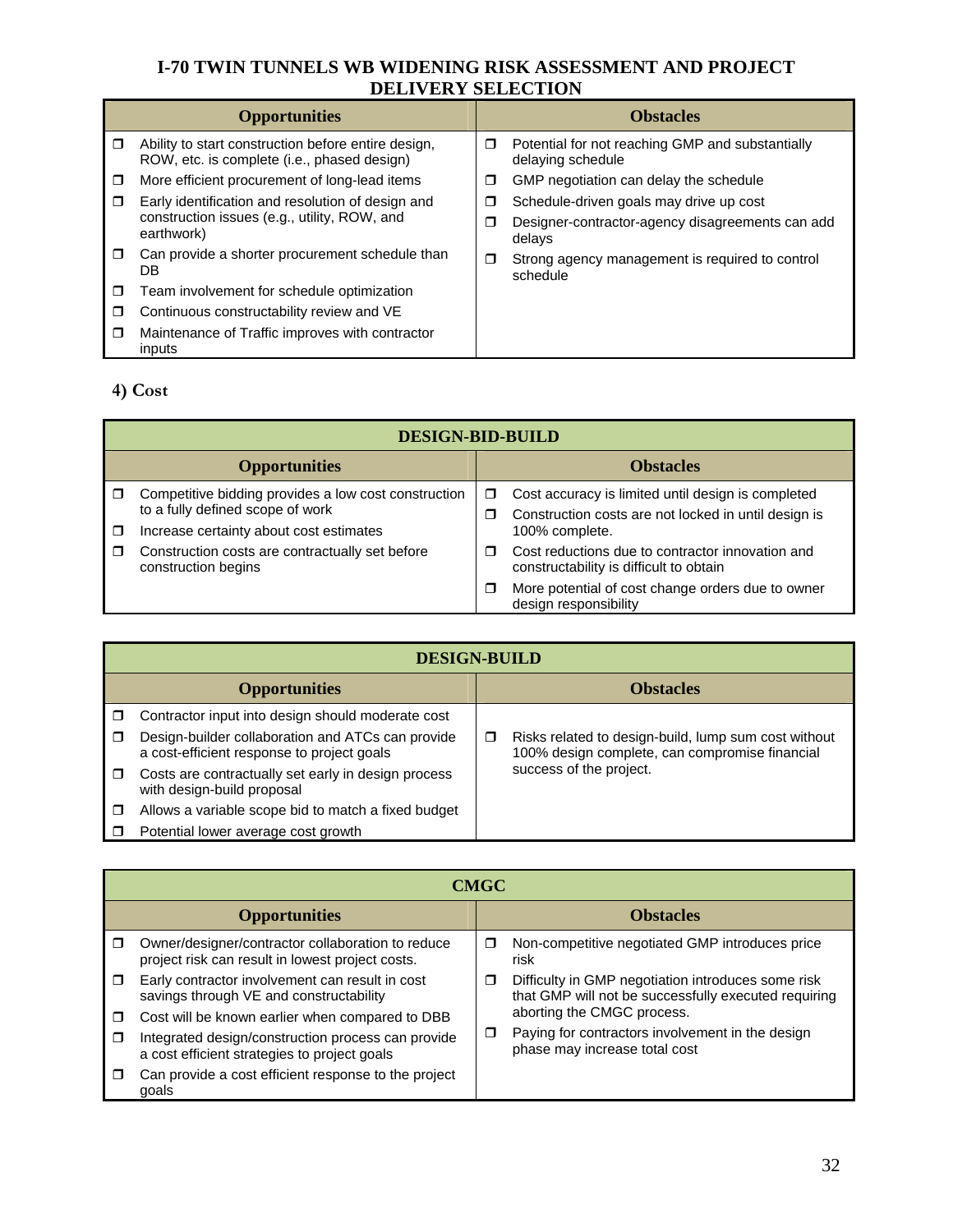# I-70 TWIN TUNNELS WB WIDENING RISK ASSESSMENT AND PROJECT DELIVERY SELECTION

| Opportunities | Obstacles |
|---|---|
| ❐ Ability to start construction before entire design, ROW, etc. is complete (i.e., phased design)<br>❐ More efficient procurement of long-lead items<br>❐ Early identification and resolution of design and construction issues (e.g., utility, ROW, and earthwork)<br>❐ Can provide a shorter procurement schedule than DB<br>❐ Team involvement for schedule optimization<br>❐ Continuous constructability review and VE<br>❐ Maintenance of Traffic improves with contractor inputs | ❐ Potential for not reaching GMP and substantially delaying schedule<br>❐ GMP negotiation can delay the schedule<br>❐ Schedule-driven goals may drive up cost<br>❐ Designer-contractor-agency disagreements can add delays<br>❐ Strong agency management is required to control schedule |

## 4) Cost

| DESIGN-BID-BUILD | |
|---|---|
| **Opportunities** | **Obstacles** |
| ❐ Competitive bidding provides a low cost construction to a fully defined scope of work<br>❐ Increase certainty about cost estimates<br>❐ Construction costs are contractually set before construction begins | ❐ Cost accuracy is limited until design is completed<br>❐ Construction costs are not locked in until design is 100% complete.<br>❐ Cost reductions due to contractor innovation and constructability is difficult to obtain<br>❐ More potential of cost change orders due to owner design responsibility |

| DESIGN-BUILD | |
|---|---|
| **Opportunities** | **Obstacles** |
| ❐ Contractor input into design should moderate cost<br>❐ Design-builder collaboration and ATCs can provide a cost-efficient response to project goals<br>❐ Costs are contractually set early in design process with design-build proposal<br>❐ Allows a variable scope bid to match a fixed budget<br>❐ Potential lower average cost growth | ❐ Risks related to design-build, lump sum cost without 100% design complete, can compromise financial success of the project. |

| CMGC | |
|---|---|
| **Opportunities** | **Obstacles** |
| ❐ Owner/designer/contractor collaboration to reduce project risk can result in lowest project costs.<br>❐ Early contractor involvement can result in cost savings through VE and constructability<br>❐ Cost will be known earlier when compared to DBB<br>❐ Integrated design/construction process can provide a cost efficient strategies to project goals<br>❐ Can provide a cost efficient response to the project goals | ❐ Non-competitive negotiated GMP introduces price risk<br>❐ Difficulty in GMP negotiation introduces some risk that GMP will not be successfully executed requiring aborting the CMGC process.<br>❐ Paying for contractors involvement in the design phase may increase total cost |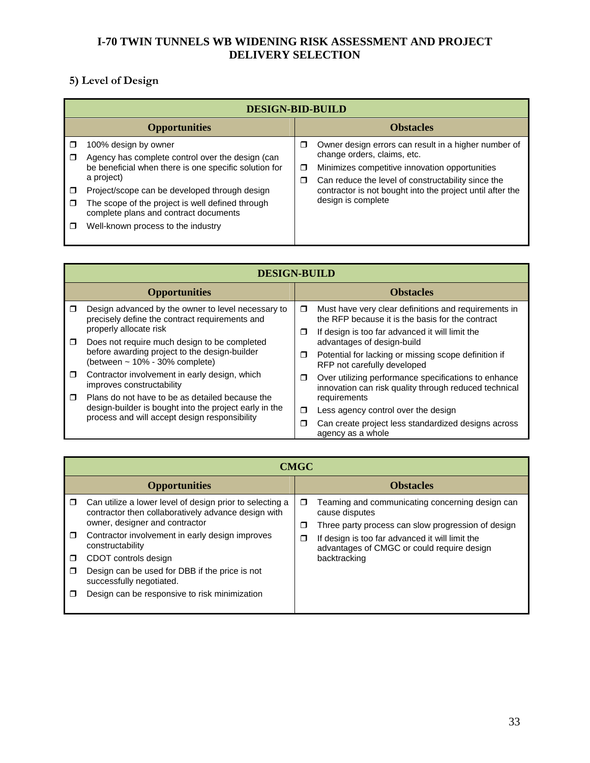# I-70 TWIN TUNNELS WB WIDENING RISK ASSESSMENT AND PROJECT DELIVERY SELECTION

## 5) Level of Design

| DESIGN-BID-BUILD | |
|---|---|
| **Opportunities** | **Obstacles** |
| ❒ 100% design by owner<br>❒ Agency has complete control over the design (can be beneficial when there is one specific solution for a project)<br>❒ Project/scope can be developed through design<br>❒ The scope of the project is well defined through complete plans and contract documents<br>❒ Well-known process to the industry | ❒ Owner design errors can result in a higher number of change orders, claims, etc.<br>❒ Minimizes competitive innovation opportunities<br>❒ Can reduce the level of constructability since the contractor is not bought into the project until after the design is complete |

| DESIGN-BUILD | |
|---|---|
| **Opportunities** | **Obstacles** |
| ❒ Design advanced by the owner to level necessary to precisely define the contract requirements and properly allocate risk<br>❒ Does not require much design to be completed before awarding project to the design-builder (between ~ 10% - 30% complete)<br>❒ Contractor involvement in early design, which improves constructability<br>❒ Plans do not have to be as detailed because the design-builder is bought into the project early in the process and will accept design responsibility | ❒ Must have very clear definitions and requirements in the RFP because it is the basis for the contract<br>❒ If design is too far advanced it will limit the advantages of design-build<br>❒ Potential for lacking or missing scope definition if RFP not carefully developed<br>❒ Over utilizing performance specifications to enhance innovation can risk quality through reduced technical requirements<br>❒ Less agency control over the design<br>❒ Can create project less standardized designs across agency as a whole |

| CMGC | |
|---|---|
| **Opportunities** | **Obstacles** |
| ❒ Can utilize a lower level of design prior to selecting a contractor then collaboratively advance design with owner, designer and contractor<br>❒ Contractor involvement in early design improves constructability<br>❒ CDOT controls design<br>❒ Design can be used for DBB if the price is not successfully negotiated.<br>❒ Design can be responsive to risk minimization | ❒ Teaming and communicating concerning design can cause disputes<br>❒ Three party process can slow progression of design<br>❒ If design is too far advanced it will limit the advantages of CMGC or could require design backtracking |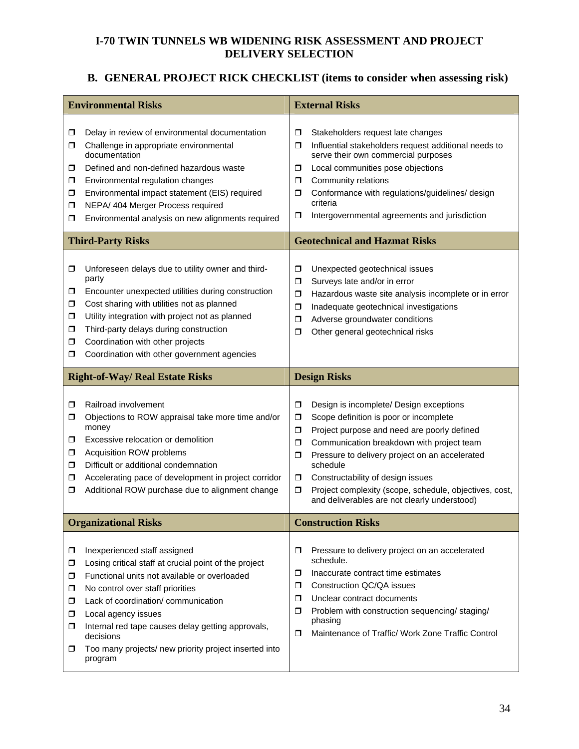# I-70 TWIN TUNNELS WB WIDENING RISK ASSESSMENT AND PROJECT DELIVERY SELECTION

## B. GENERAL PROJECT RICK CHECKLIST (items to consider when assessing risk)

| Environmental Risks | External Risks |
|---|---|
| ❒ Delay in review of environmental documentation<br>❒ Challenge in appropriate environmental documentation<br>❒ Defined and non-defined hazardous waste<br>❒ Environmental regulation changes<br>❒ Environmental impact statement (EIS) required<br>❒ NEPA/ 404 Merger Process required<br>❒ Environmental analysis on new alignments required | ❒ Stakeholders request late changes<br>❒ Influential stakeholders request additional needs to serve their own commercial purposes<br>❒ Local communities pose objections<br>❒ Community relations<br>❒ Conformance with regulations/guidelines/ design criteria<br>❒ Intergovernmental agreements and jurisdiction |
| **Third-Party Risks** | **Geotechnical and Hazmat Risks** |
| ❒ Unforeseen delays due to utility owner and third-party<br>❒ Encounter unexpected utilities during construction<br>❒ Cost sharing with utilities not as planned<br>❒ Utility integration with project not as planned<br>❒ Third-party delays during construction<br>❒ Coordination with other projects<br>❒ Coordination with other government agencies | ❒ Unexpected geotechnical issues<br>❒ Surveys late and/or in error<br>❒ Hazardous waste site analysis incomplete or in error<br>❒ Inadequate geotechnical investigations<br>❒ Adverse groundwater conditions<br>❒ Other general geotechnical risks |
| **Right-of-Way/ Real Estate Risks** | **Design Risks** |
| ❒ Railroad involvement<br>❒ Objections to ROW appraisal take more time and/or money<br>❒ Excessive relocation or demolition<br>❒ Acquisition ROW problems<br>❒ Difficult or additional condemnation<br>❒ Accelerating pace of development in project corridor<br>❒ Additional ROW purchase due to alignment change | ❒ Design is incomplete/ Design exceptions<br>❒ Scope definition is poor or incomplete<br>❒ Project purpose and need are poorly defined<br>❒ Communication breakdown with project team<br>❒ Pressure to delivery project on an accelerated schedule<br>❒ Constructability of design issues<br>❒ Project complexity (scope, schedule, objectives, cost, and deliverables are not clearly understood) |
| **Organizational Risks** | **Construction Risks** |
| ❒ Inexperienced staff assigned<br>❒ Losing critical staff at crucial point of the project<br>❒ Functional units not available or overloaded<br>❒ No control over staff priorities<br>❒ Lack of coordination/ communication<br>❒ Local agency issues<br>❒ Internal red tape causes delay getting approvals, decisions<br>❒ Too many projects/ new priority project inserted into program | ❒ Pressure to delivery project on an accelerated schedule.<br>❒ Inaccurate contract time estimates<br>❒ Construction QC/QA issues<br>❒ Unclear contract documents<br>❒ Problem with construction sequencing/ staging/ phasing<br>❒ Maintenance of Traffic/ Work Zone Traffic Control |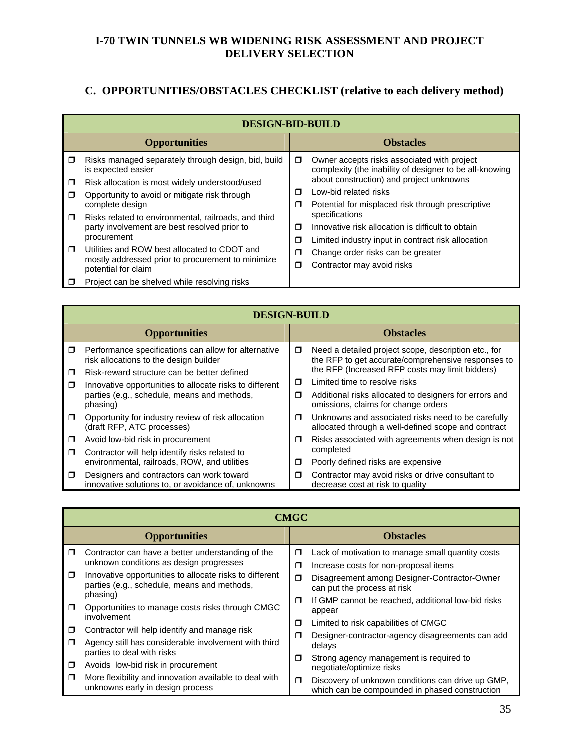**I-70 TWIN TUNNELS WB WIDENING RISK ASSESSMENT AND PROJECT DELIVERY SELECTION**

## C. OPPORTUNITIES/OBSTACLES CHECKLIST (relative to each delivery method)

| DESIGN-BID-BUILD | |
|---|---|
| **Opportunities** | **Obstacles** |
| ☐ Risks managed separately through design, bid, build is expected easier | ☐ Owner accepts risks associated with project complexity (the inability of designer to be all-knowing about construction) and project unknowns |
| ☐ Risk allocation is most widely understood/used | ☐ Low-bid related risks |
| ☐ Opportunity to avoid or mitigate risk through complete design | ☐ Potential for misplaced risk through prescriptive specifications |
| ☐ Risks related to environmental, railroads, and third party involvement are best resolved prior to procurement | ☐ Innovative risk allocation is difficult to obtain |
| ☐ Utilities and ROW best allocated to CDOT and mostly addressed prior to procurement to minimize potential for claim | ☐ Limited industry input in contract risk allocation |
| ☐ Project can be shelved while resolving risks | ☐ Change order risks can be greater |
| | ☐ Contractor may avoid risks |

| DESIGN-BUILD | |
|---|---|
| **Opportunities** | **Obstacles** |
| ☐ Performance specifications can allow for alternative risk allocations to the design builder | ☐ Need a detailed project scope, description etc., for the RFP to get accurate/comprehensive responses to the RFP (Increased RFP costs may limit bidders) |
| ☐ Risk-reward structure can be better defined | ☐ Limited time to resolve risks |
| ☐ Innovative opportunities to allocate risks to different parties (e.g., schedule, means and methods, phasing) | ☐ Additional risks allocated to designers for errors and omissions, claims for change orders |
| ☐ Opportunity for industry review of risk allocation (draft RFP, ATC processes) | ☐ Unknowns and associated risks need to be carefully allocated through a well-defined scope and contract |
| ☐ Avoid low-bid risk in procurement | ☐ Risks associated with agreements when design is not completed |
| ☐ Contractor will help identify risks related to environmental, railroads, ROW, and utilities | ☐ Poorly defined risks are expensive |
| ☐ Designers and contractors can work toward innovative solutions to, or avoidance of, unknowns | ☐ Contractor may avoid risks or drive consultant to decrease cost at risk to quality |

| CMGC | |
|---|---|
| **Opportunities** | **Obstacles** |
| ☐ Contractor can have a better understanding of the unknown conditions as design progresses | ☐ Lack of motivation to manage small quantity costs |
| ☐ Innovative opportunities to allocate risks to different parties (e.g., schedule, means and methods, phasing) | ☐ Increase costs for non-proposal items |
| ☐ Opportunities to manage costs risks through CMGC involvement | ☐ Disagreement among Designer-Contractor-Owner can put the process at risk |
| ☐ Contractor will help identify and manage risk | ☐ If GMP cannot be reached, additional low-bid risks appear |
| ☐ Agency still has considerable involvement with third parties to deal with risks | ☐ Limited to risk capabilities of CMGC |
| ☐ Avoids low-bid risk in procurement | ☐ Designer-contractor-agency disagreements can add delays |
| ☐ More flexibility and innovation available to deal with unknowns early in design process | ☐ Strong agency management is required to negotiate/optimize risks |
| | ☐ Discovery of unknown conditions can drive up GMP, which can be compounded in phased construction |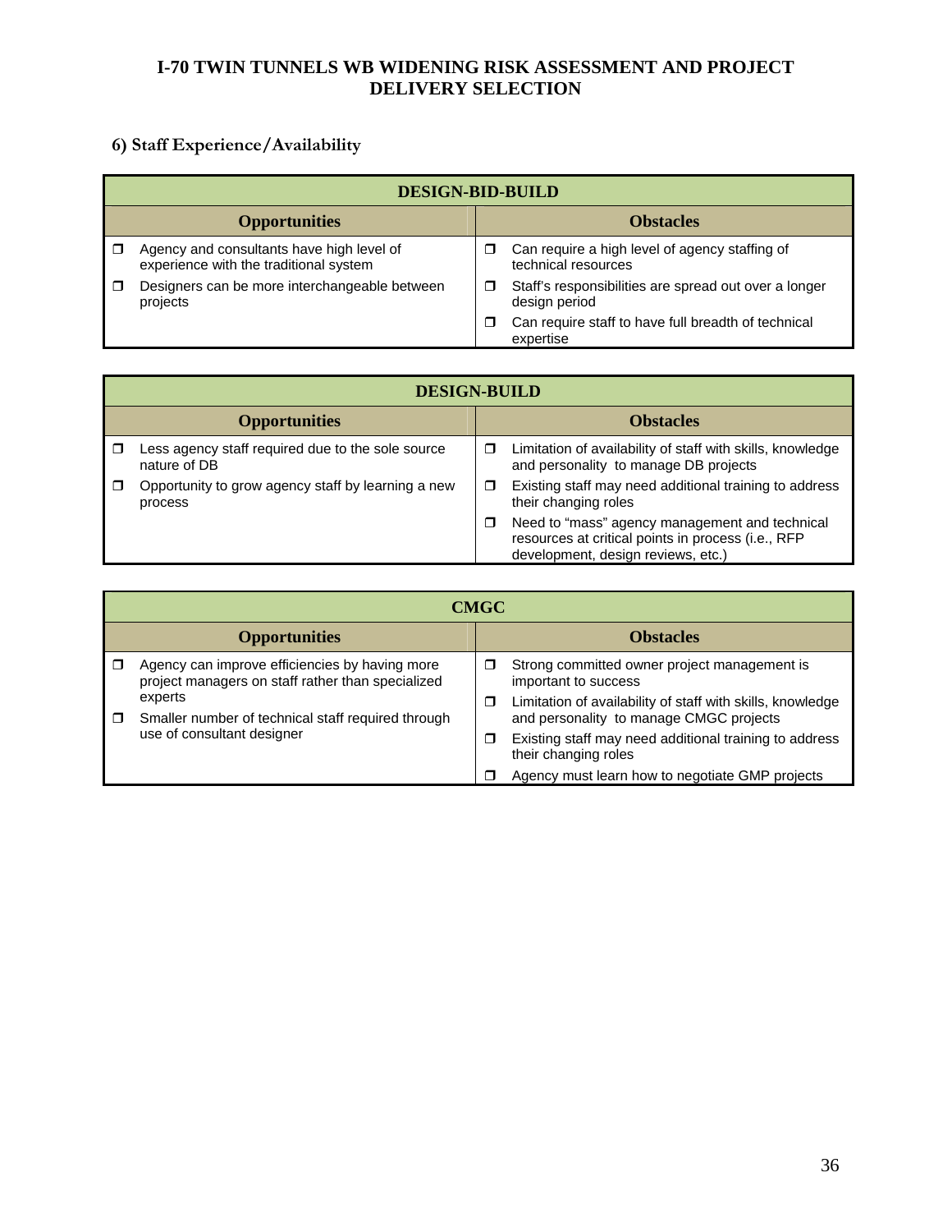## 6) Staff Experience/Availability

| DESIGN-BID-BUILD | |
|---|---|
| **Opportunities** | **Obstacles** |
| ❒ Agency and consultants have high level of experience with the traditional system<br>❒ Designers can be more interchangeable between projects | ❒ Can require a high level of agency staffing of technical resources<br>❒ Staff's responsibilities are spread out over a longer design period<br>❒ Can require staff to have full breadth of technical expertise |

| DESIGN-BUILD | |
|---|---|
| **Opportunities** | **Obstacles** |
| ❒ Less agency staff required due to the sole source nature of DB<br>❒ Opportunity to grow agency staff by learning a new process | ❒ Limitation of availability of staff with skills, knowledge and personality to manage DB projects<br>❒ Existing staff may need additional training to address their changing roles<br>❒ Need to "mass" agency management and technical resources at critical points in process (i.e., RFP development, design reviews, etc.) |

| CMGC | |
|---|---|
| **Opportunities** | **Obstacles** |
| ❒ Agency can improve efficiencies by having more project managers on staff rather than specialized experts<br>❒ Smaller number of technical staff required through use of consultant designer | ❒ Strong committed owner project management is important to success<br>❒ Limitation of availability of staff with skills, knowledge and personality to manage CMGC projects<br>❒ Existing staff may need additional training to address their changing roles<br>❒ Agency must learn how to negotiate GMP projects |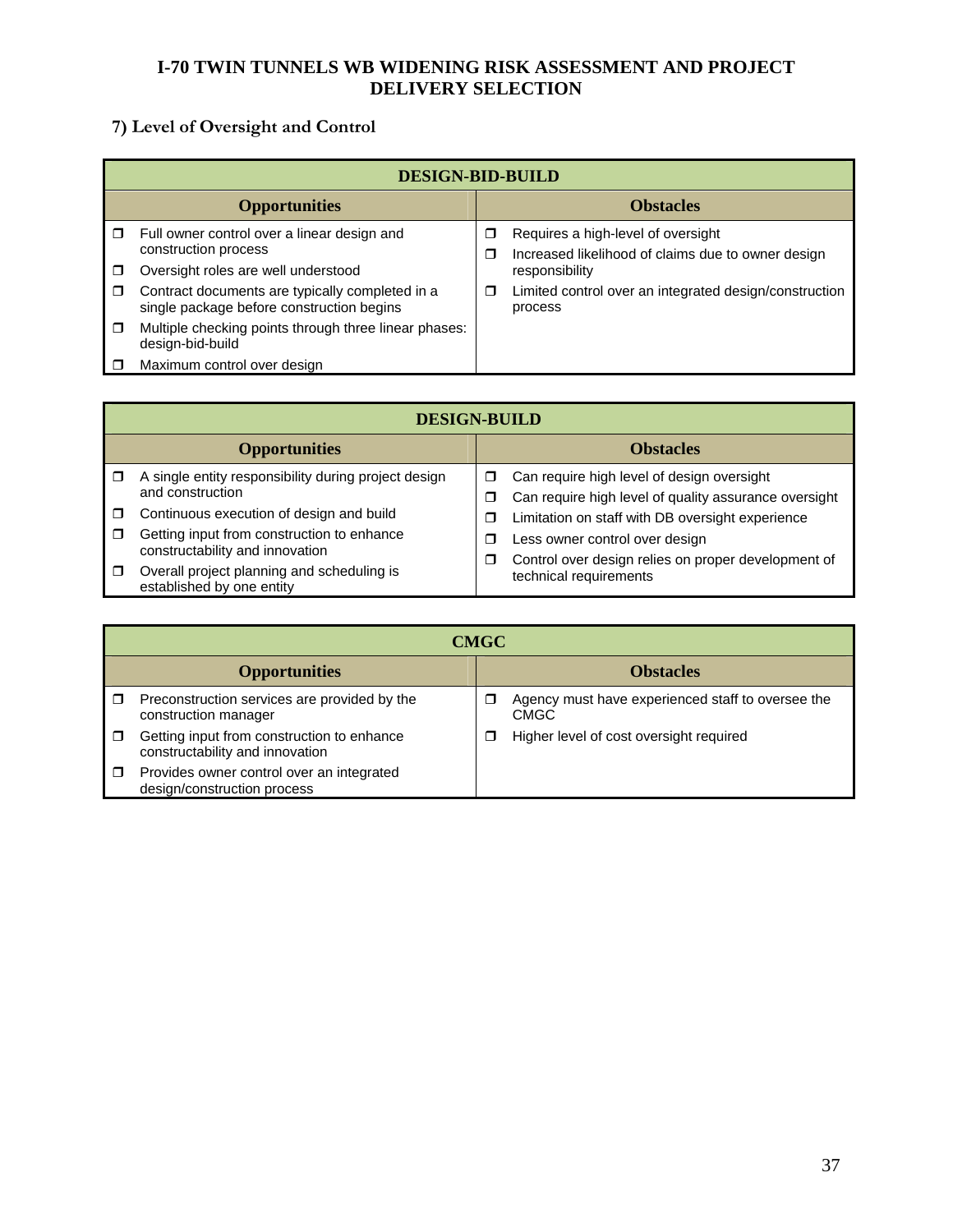## 7) Level of Oversight and Control

| DESIGN-BID-BUILD | |
|---|---|
| **Opportunities** | **Obstacles** |
| ❒ Full owner control over a linear design and construction process<br>❒ Oversight roles are well understood<br>❒ Contract documents are typically completed in a single package before construction begins<br>❒ Multiple checking points through three linear phases: design-bid-build<br>❒ Maximum control over design | ❒ Requires a high-level of oversight<br>❒ Increased likelihood of claims due to owner design responsibility<br>❒ Limited control over an integrated design/construction process |

| DESIGN-BUILD | |
|---|---|
| **Opportunities** | **Obstacles** |
| ❒ A single entity responsibility during project design and construction<br>❒ Continuous execution of design and build<br>❒ Getting input from construction to enhance constructability and innovation<br>❒ Overall project planning and scheduling is established by one entity | ❒ Can require high level of design oversight<br>❒ Can require high level of quality assurance oversight<br>❒ Limitation on staff with DB oversight experience<br>❒ Less owner control over design<br>❒ Control over design relies on proper development of technical requirements |

| CMGC | |
|---|---|
| **Opportunities** | **Obstacles** |
| ❒ Preconstruction services are provided by the construction manager<br>❒ Getting input from construction to enhance constructability and innovation<br>❒ Provides owner control over an integrated design/construction process | ❒ Agency must have experienced staff to oversee the CMGC<br>❒ Higher level of cost oversight required |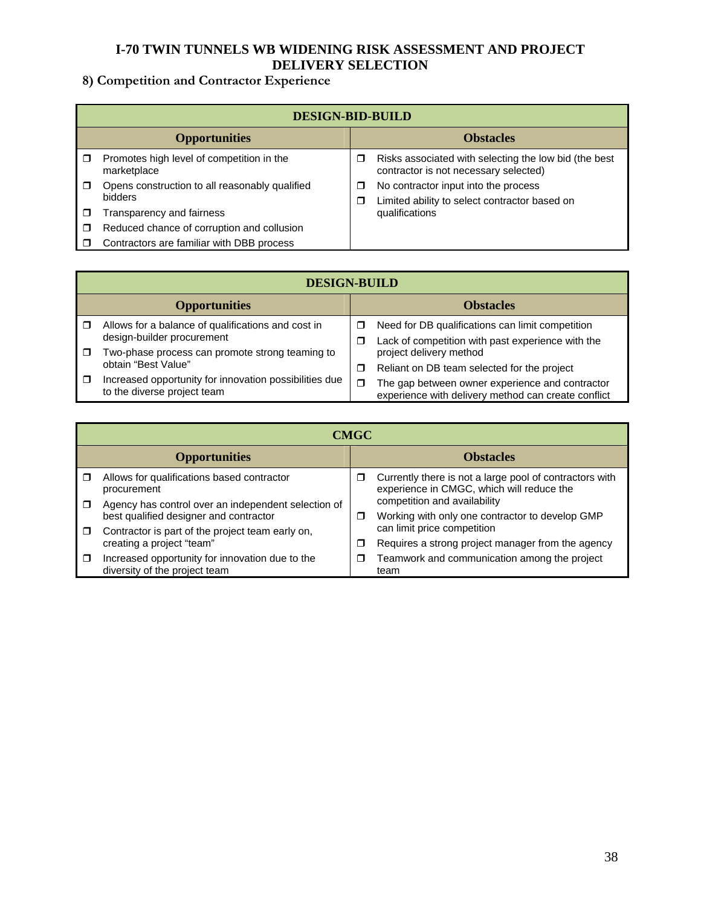# I-70 TWIN TUNNELS WB WIDENING RISK ASSESSMENT AND PROJECT DELIVERY SELECTION

## 8) Competition and Contractor Experience

| DESIGN-BID-BUILD | |
|---|---|
| **Opportunities** | **Obstacles** |
| ❒ Promotes high level of competition in the marketplace<br>❒ Opens construction to all reasonably qualified bidders<br>❒ Transparency and fairness<br>❒ Reduced chance of corruption and collusion<br>❒ Contractors are familiar with DBB process | ❒ Risks associated with selecting the low bid (the best contractor is not necessary selected)<br>❒ No contractor input into the process<br>❒ Limited ability to select contractor based on qualifications |

| DESIGN-BUILD | |
|---|---|
| **Opportunities** | **Obstacles** |
| ❒ Allows for a balance of qualifications and cost in design-builder procurement<br>❒ Two-phase process can promote strong teaming to obtain "Best Value"<br>❒ Increased opportunity for innovation possibilities due to the diverse project team | ❒ Need for DB qualifications can limit competition<br>❒ Lack of competition with past experience with the project delivery method<br>❒ Reliant on DB team selected for the project<br>❒ The gap between owner experience and contractor experience with delivery method can create conflict |

| CMGC | |
|---|---|
| **Opportunities** | **Obstacles** |
| ❒ Allows for qualifications based contractor procurement<br>❒ Agency has control over an independent selection of best qualified designer and contractor<br>❒ Contractor is part of the project team early on, creating a project "team"<br>❒ Increased opportunity for innovation due to the diversity of the project team | ❒ Currently there is not a large pool of contractors with experience in CMGC, which will reduce the competition and availability<br>❒ Working with only one contractor to develop GMP can limit price competition<br>❒ Requires a strong project manager from the agency<br>❒ Teamwork and communication among the project team |